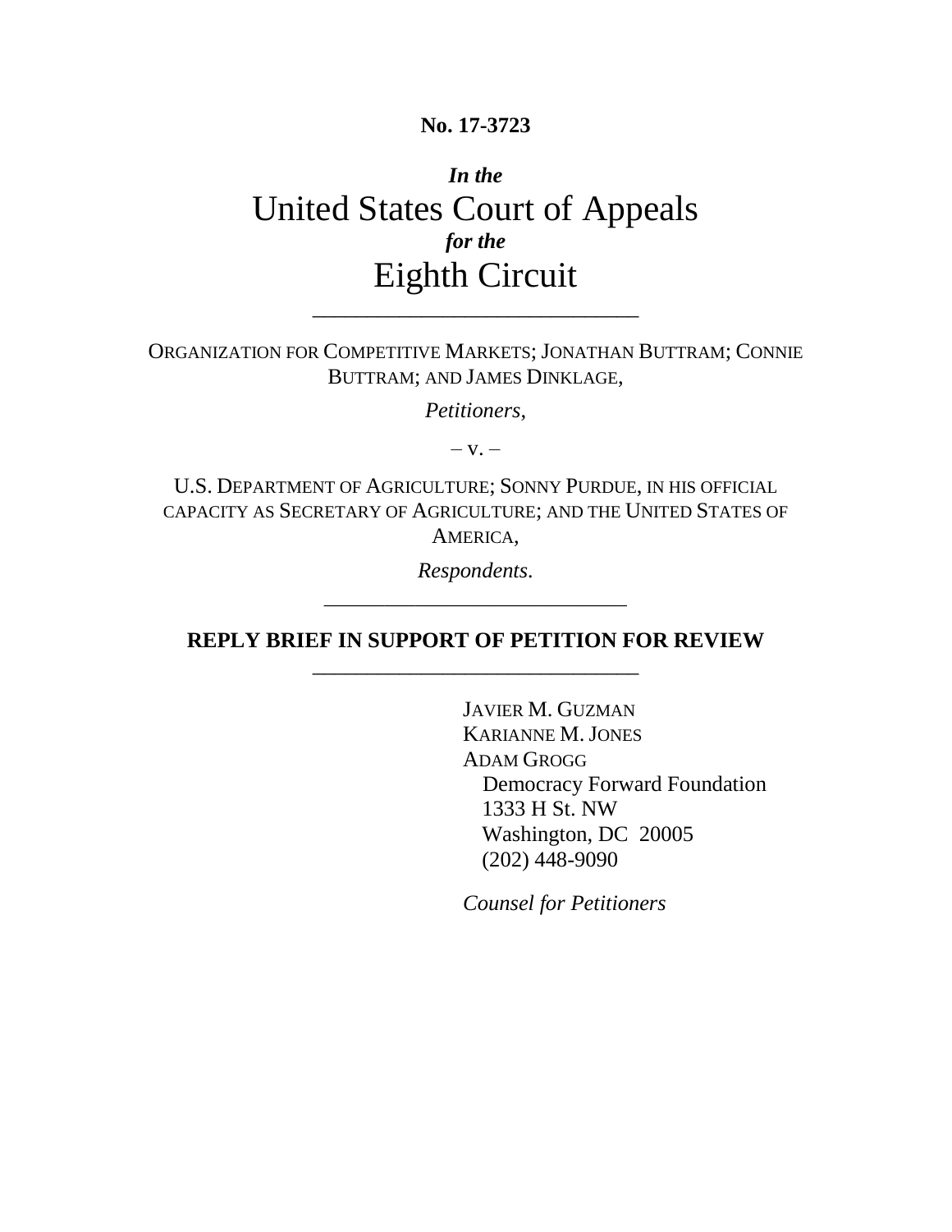**No. 17-3723**

***In the***

# United States Court of Appeals

***for the***

# Eighth Circuit

---

ORGANIZATION FOR COMPETITIVE MARKETS; JONATHAN BUTTRAM; CONNIE BUTTRAM; AND JAMES DINKLAGE,

*Petitioners*,

– v. –

U.S. DEPARTMENT OF AGRICULTURE; SONNY PURDUE, IN HIS OFFICIAL CAPACITY AS SECRETARY OF AGRICULTURE; AND THE UNITED STATES OF AMERICA,

*Respondents*.

---

**REPLY BRIEF IN SUPPORT OF PETITION FOR REVIEW**

---

JAVIER M. GUZMAN
KARIANNE M. JONES
ADAM GROGG
Democracy Forward Foundation
1333 H St. NW
Washington, DC 20005
(202) 448-9090

*Counsel for Petitioners*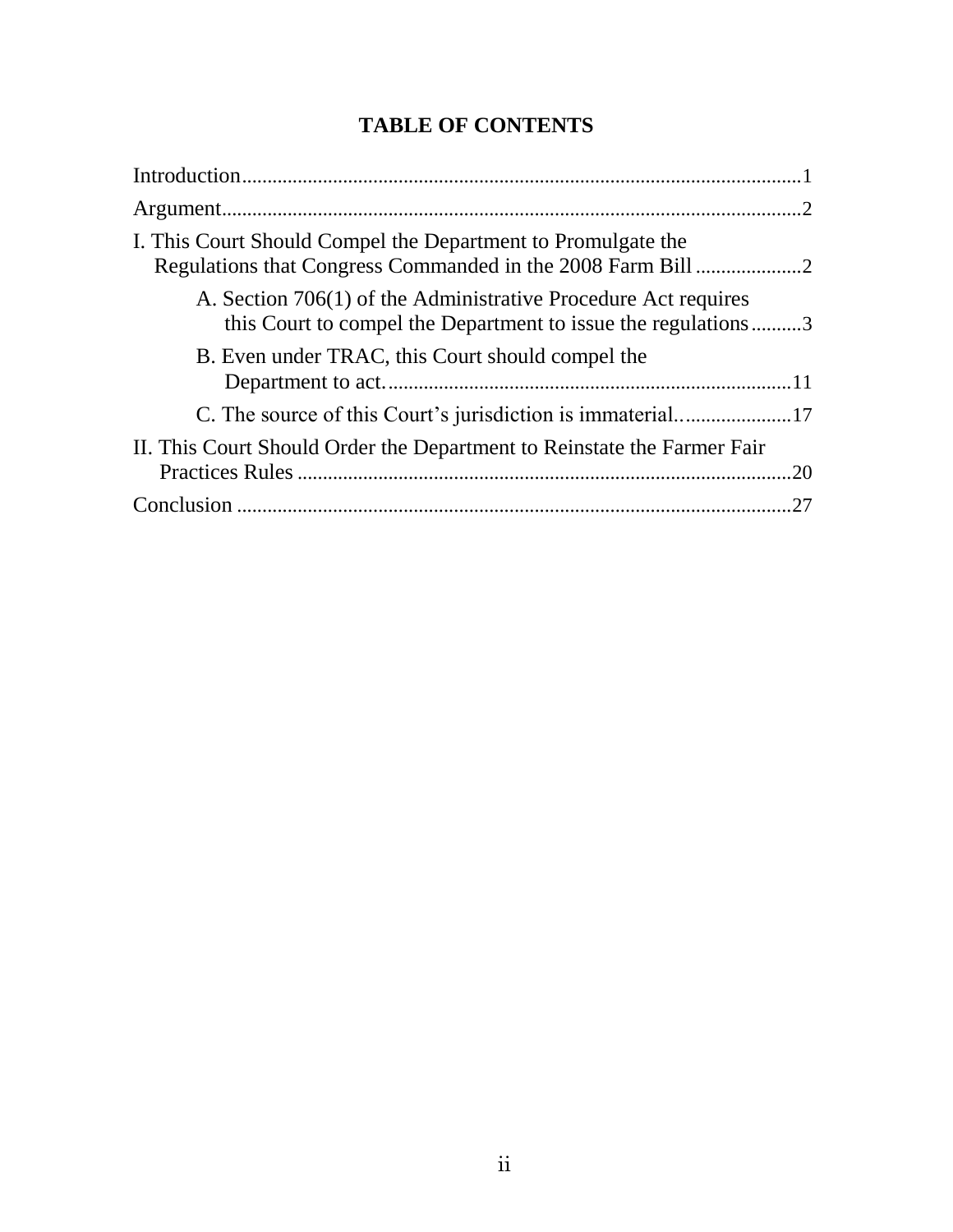# TABLE OF CONTENTS

Introduction .................................................................................................1

Argument .....................................................................................................2

I. This Court Should Compel the Department to Promulgate the Regulations that Congress Commanded in the 2008 Farm Bill .....................2

- A. Section 706(1) of the Administrative Procedure Act requires this Court to compel the Department to issue the regulations ..........3
- B. Even under TRAC, this Court should compel the Department to act. ...............................................................................11
- C. The source of this Court's jurisdiction is immaterial.. ....................17

II. This Court Should Order the Department to Reinstate the Farmer Fair Practices Rules .................................................................................20

Conclusion ..................................................................................................27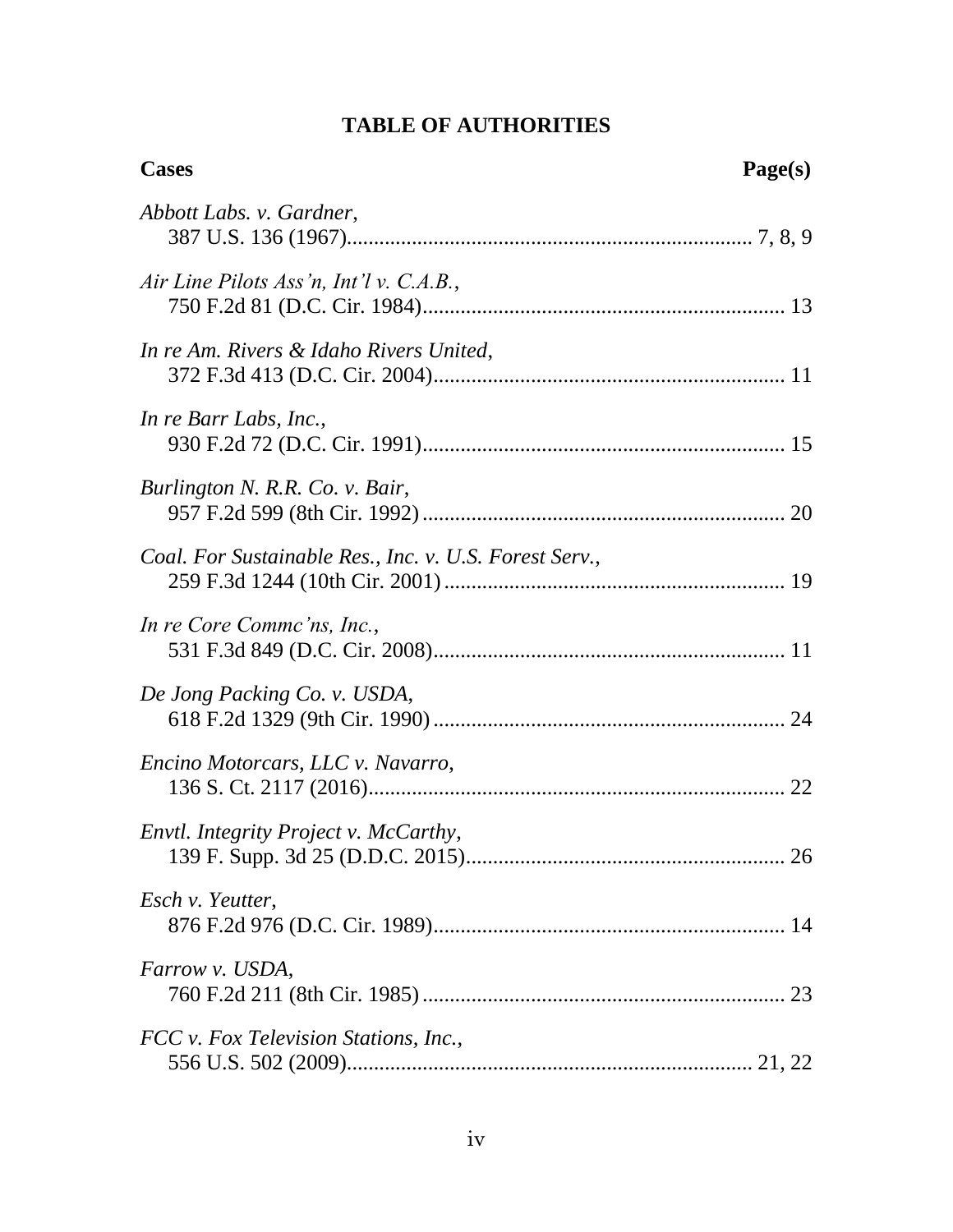# TABLE OF AUTHORITIES

**Cases** **Page(s)**

*Abbott Labs. v. Gardner*,
387 U.S. 136 (1967)........................................................................... 7, 8, 9

*Air Line Pilots Ass'n, Int'l v. C.A.B.*,
750 F.2d 81 (D.C. Cir. 1984)................................................................... 13

*In re Am. Rivers & Idaho Rivers United*,
372 F.3d 413 (D.C. Cir. 2004)................................................................. 11

*In re Barr Labs, Inc.*,
930 F.2d 72 (D.C. Cir. 1991)................................................................... 15

*Burlington N. R.R. Co. v. Bair*,
957 F.2d 599 (8th Cir. 1992) ................................................................... 20

*Coal. For Sustainable Res., Inc. v. U.S. Forest Serv.*,
259 F.3d 1244 (10th Cir. 2001) ............................................................... 19

*In re Core Commc'ns, Inc.*,
531 F.3d 849 (D.C. Cir. 2008)................................................................. 11

*De Jong Packing Co. v. USDA*,
618 F.2d 1329 (9th Cir. 1990) ................................................................. 24

*Encino Motorcars, LLC v. Navarro*,
136 S. Ct. 2117 (2016)............................................................................. 22

*Envtl. Integrity Project v. McCarthy*,
139 F. Supp. 3d 25 (D.D.C. 2015)........................................................... 26

*Esch v. Yeutter*,
876 F.2d 976 (D.C. Cir. 1989)................................................................. 14

*Farrow v. USDA*,
760 F.2d 211 (8th Cir. 1985) ................................................................... 23

*FCC v. Fox Television Stations, Inc.*,
556 U.S. 502 (2009)........................................................................... 21, 22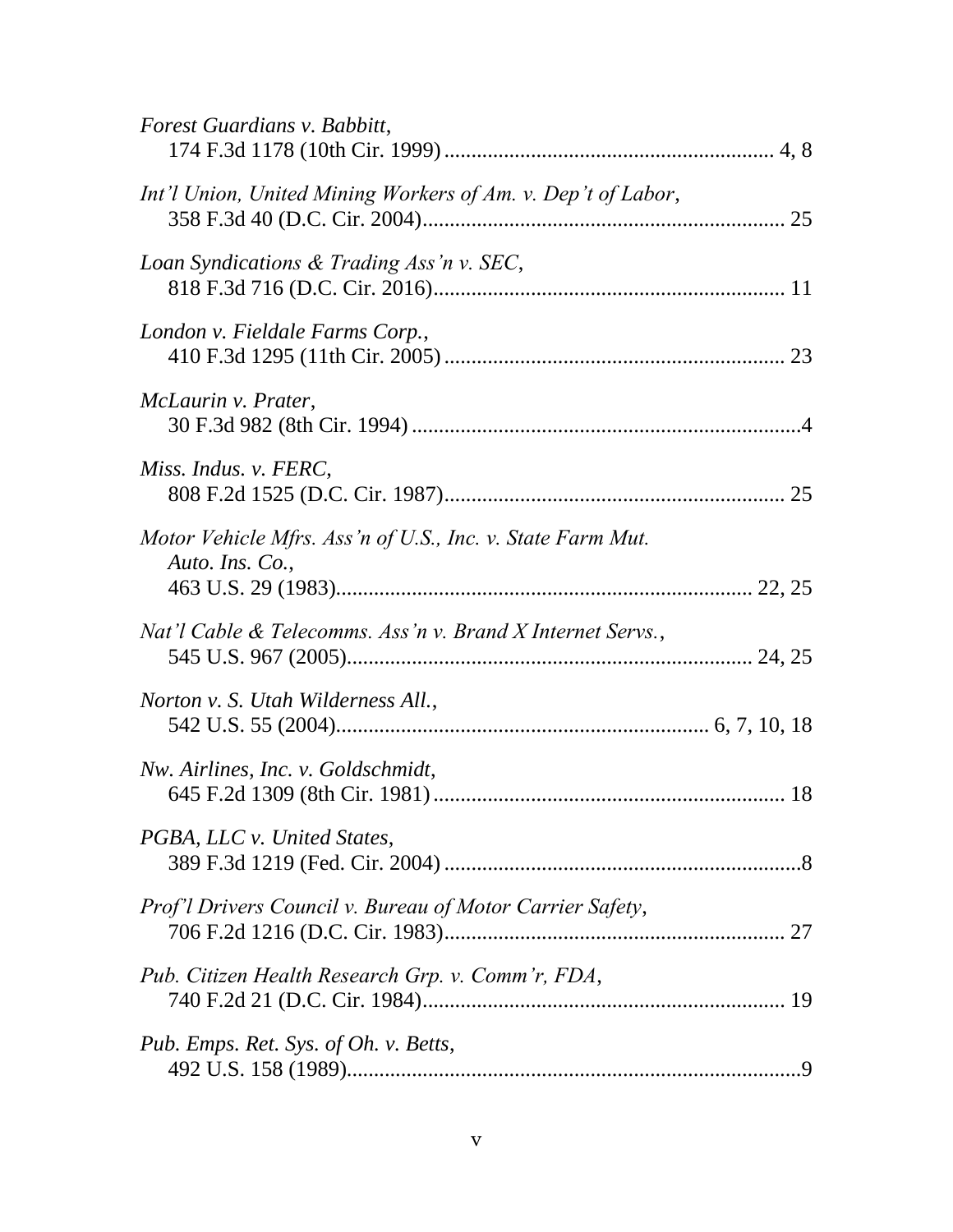*Forest Guardians v. Babbitt*,
174 F.3d 1178 (10th Cir. 1999) ........................................................... 4, 8

*Int'l Union, United Mining Workers of Am. v. Dep't of Labor*,
358 F.3d 40 (D.C. Cir. 2004)................................................................. 25

*Loan Syndications & Trading Ass'n v. SEC*,
818 F.3d 716 (D.C. Cir. 2016)............................................................... 11

*London v. Fieldale Farms Corp.*,
410 F.3d 1295 (11th Cir. 2005) ............................................................. 23

*McLaurin v. Prater*,
30 F.3d 982 (8th Cir. 1994) ......................................................................4

*Miss. Indus. v. FERC*,
808 F.2d 1525 (D.C. Cir. 1987)............................................................. 25

*Motor Vehicle Mfrs. Ass'n of U.S., Inc. v. State Farm Mut. Auto. Ins. Co.*,
463 U.S. 29 (1983)........................................................................... 22, 25

*Nat'l Cable & Telecomms. Ass'n v. Brand X Internet Servs.*,
545 U.S. 967 (2005).......................................................................... 24, 25

*Norton v. S. Utah Wilderness All.*,
542 U.S. 55 (2004).................................................................. 6, 7, 10, 18

*Nw. Airlines, Inc. v. Goldschmidt*,
645 F.2d 1309 (8th Cir. 1981) ............................................................... 18

*PGBA, LLC v. United States*,
389 F.3d 1219 (Fed. Cir. 2004) ................................................................8

*Prof'l Drivers Council v. Bureau of Motor Carrier Safety*,
706 F.2d 1216 (D.C. Cir. 1983)............................................................. 27

*Pub. Citizen Health Research Grp. v. Comm'r, FDA*,
740 F.2d 21 (D.C. Cir. 1984)................................................................. 19

*Pub. Emps. Ret. Sys. of Oh. v. Betts*,
492 U.S. 158 (1989).................................................................................9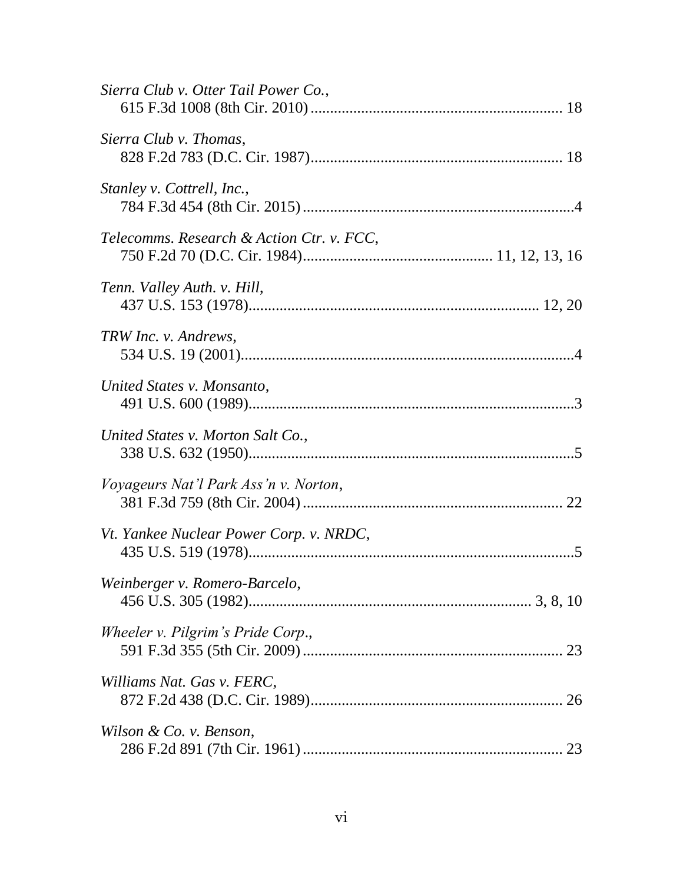*Sierra Club v. Otter Tail Power Co.*,
615 F.3d 1008 (8th Cir. 2010) ................................................................ 18

*Sierra Club v. Thomas*,
828 F.2d 783 (D.C. Cir. 1987)................................................................ 18

*Stanley v. Cottrell, Inc.*,
784 F.3d 454 (8th Cir. 2015) .....................................................................4

*Telecomms. Research & Action Ctr. v. FCC*,
750 F.2d 70 (D.C. Cir. 1984)................................................ 11, 12, 13, 16

*Tenn. Valley Auth. v. Hill*,
437 U.S. 153 (1978)......................................................................... 12, 20

*TRW Inc. v. Andrews*,
534 U.S. 19 (2001).....................................................................................4

*United States v. Monsanto*,
491 U.S. 600 (1989)...................................................................................3

*United States v. Morton Salt Co.*,
338 U.S. 632 (1950)...................................................................................5

*Voyageurs Nat'l Park Ass'n v. Norton*,
381 F.3d 759 (8th Cir. 2004) .................................................................. 22

*Vt. Yankee Nuclear Power Corp. v. NRDC*,
435 U.S. 519 (1978)...................................................................................5

*Weinberger v. Romero-Barcelo*,
456 U.S. 305 (1982)...................................................................... 3, 8, 10

*Wheeler v. Pilgrim's Pride Corp*.,
591 F.3d 355 (5th Cir. 2009) .................................................................. 23

*Williams Nat. Gas v. FERC*,
872 F.2d 438 (D.C. Cir. 1989)................................................................ 26

*Wilson & Co. v. Benson*,
286 F.2d 891 (7th Cir. 1961) .................................................................. 23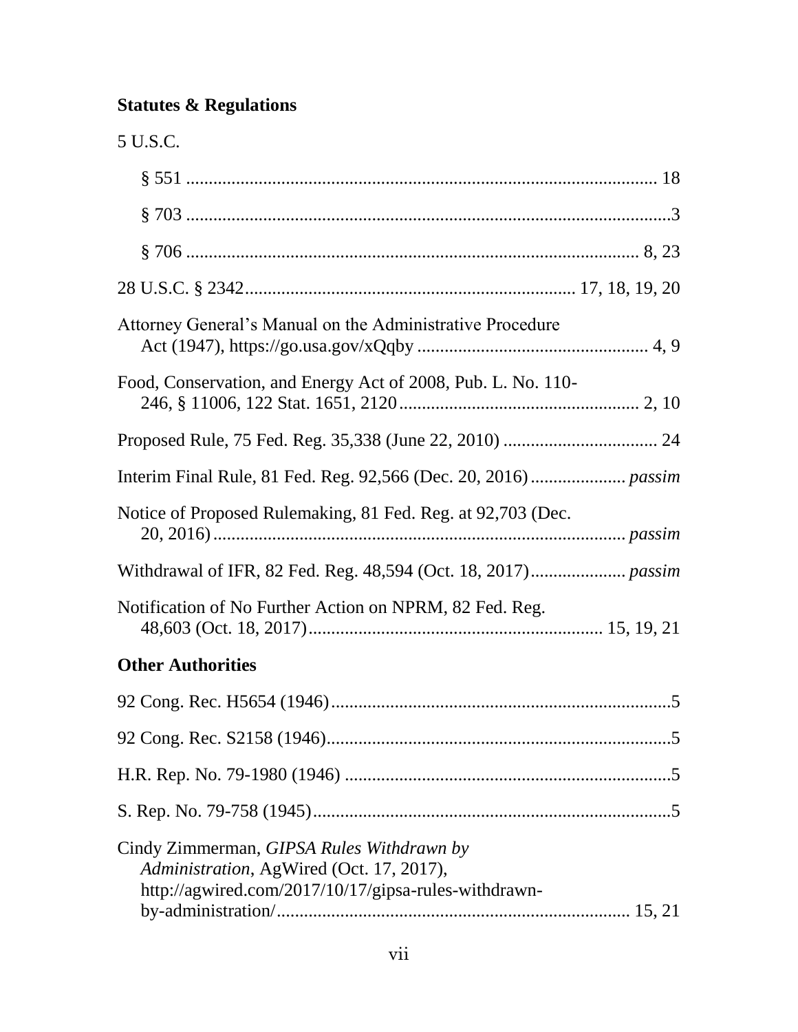**Statutes & Regulations**

5 U.S.C.

§ 551 ........................................................................................................ 18

§ 703 ..........................................................................................................3

§ 706 ................................................................................................... 8, 23

28 U.S.C. § 2342....................................................................... 17, 18, 19, 20

Attorney General's Manual on the Administrative Procedure Act (1947), https://go.usa.gov/xQqby .................................................. 4, 9

Food, Conservation, and Energy Act of 2008, Pub. L. No. 110-246, § 11006, 122 Stat. 1651, 2120.................................................... 2, 10

Proposed Rule, 75 Fed. Reg. 35,338 (June 22, 2010) .................................. 24

Interim Final Rule, 81 Fed. Reg. 92,566 (Dec. 20, 2016)..................... *passim*

Notice of Proposed Rulemaking, 81 Fed. Reg. at 92,703 (Dec. 20, 2016)........................................................................................... *passim*

Withdrawal of IFR, 82 Fed. Reg. 48,594 (Oct. 18, 2017)..................... *passim*

Notification of No Further Action on NPRM, 82 Fed. Reg. 48,603 (Oct. 18, 2017)................................................................. 15, 19, 21

**Other Authorities**

92 Cong. Rec. H5654 (1946)...........................................................................5

92 Cong. Rec. S2158 (1946)............................................................................5

H.R. Rep. No. 79-1980 (1946) ........................................................................5

S. Rep. No. 79-758 (1945)...............................................................................5

Cindy Zimmerman, *GIPSA Rules Withdrawn by Administration*, AgWired (Oct. 17, 2017), http://agwired.com/2017/10/17/gipsa-rules-withdrawn-by-administration/............................................................................ 15, 21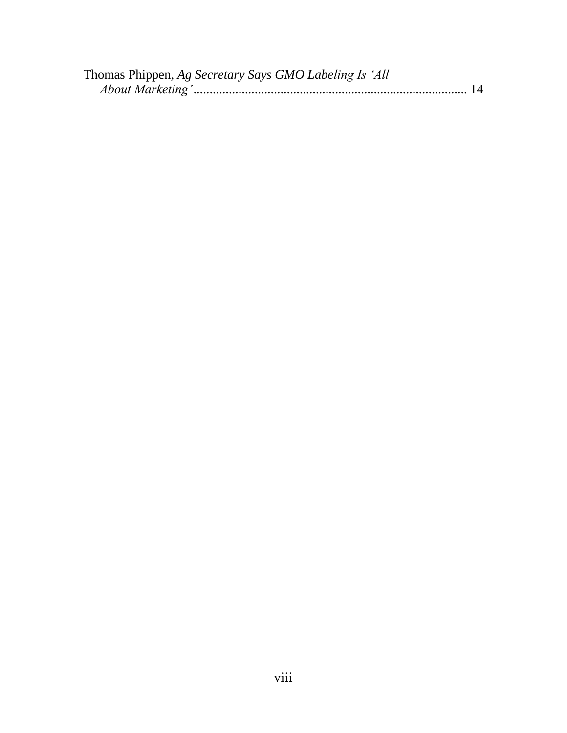Thomas Phippen, *Ag Secretary Says GMO Labeling Is 'All About Marketing'*.................................................................................... 14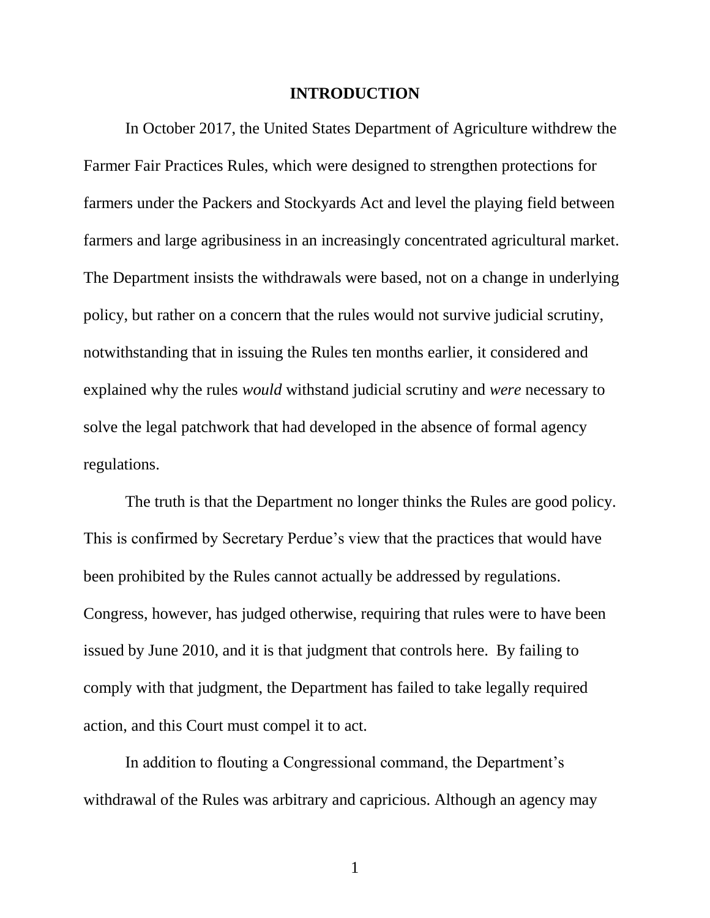## INTRODUCTION

In October 2017, the United States Department of Agriculture withdrew the Farmer Fair Practices Rules, which were designed to strengthen protections for farmers under the Packers and Stockyards Act and level the playing field between farmers and large agribusiness in an increasingly concentrated agricultural market. The Department insists the withdrawals were based, not on a change in underlying policy, but rather on a concern that the rules would not survive judicial scrutiny, notwithstanding that in issuing the Rules ten months earlier, it considered and explained why the rules *would* withstand judicial scrutiny and *were* necessary to solve the legal patchwork that had developed in the absence of formal agency regulations.

The truth is that the Department no longer thinks the Rules are good policy. This is confirmed by Secretary Perdue's view that the practices that would have been prohibited by the Rules cannot actually be addressed by regulations. Congress, however, has judged otherwise, requiring that rules were to have been issued by June 2010, and it is that judgment that controls here. By failing to comply with that judgment, the Department has failed to take legally required action, and this Court must compel it to act.

In addition to flouting a Congressional command, the Department's withdrawal of the Rules was arbitrary and capricious. Although an agency may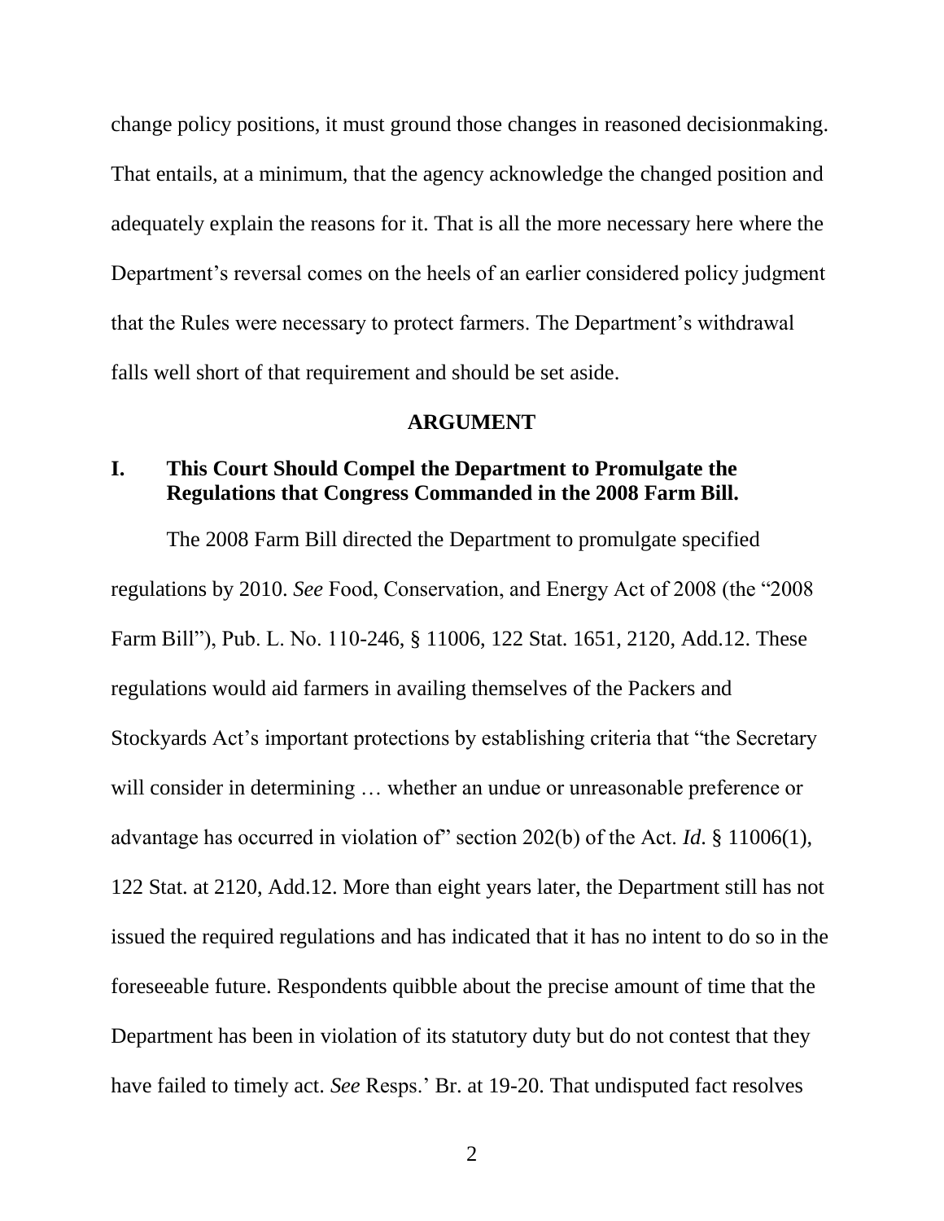change policy positions, it must ground those changes in reasoned decisionmaking. That entails, at a minimum, that the agency acknowledge the changed position and adequately explain the reasons for it. That is all the more necessary here where the Department's reversal comes on the heels of an earlier considered policy judgment that the Rules were necessary to protect farmers. The Department's withdrawal falls well short of that requirement and should be set aside.

## ARGUMENT

### I. This Court Should Compel the Department to Promulgate the Regulations that Congress Commanded in the 2008 Farm Bill.

The 2008 Farm Bill directed the Department to promulgate specified regulations by 2010. *See* Food, Conservation, and Energy Act of 2008 (the "2008 Farm Bill"), Pub. L. No. 110-246, § 11006, 122 Stat. 1651, 2120, Add.12. These regulations would aid farmers in availing themselves of the Packers and Stockyards Act's important protections by establishing criteria that "the Secretary will consider in determining … whether an undue or unreasonable preference or advantage has occurred in violation of" section 202(b) of the Act. *Id*. § 11006(1), 122 Stat. at 2120, Add.12. More than eight years later, the Department still has not issued the required regulations and has indicated that it has no intent to do so in the foreseeable future. Respondents quibble about the precise amount of time that the Department has been in violation of its statutory duty but do not contest that they have failed to timely act. *See* Resps.' Br. at 19-20. That undisputed fact resolves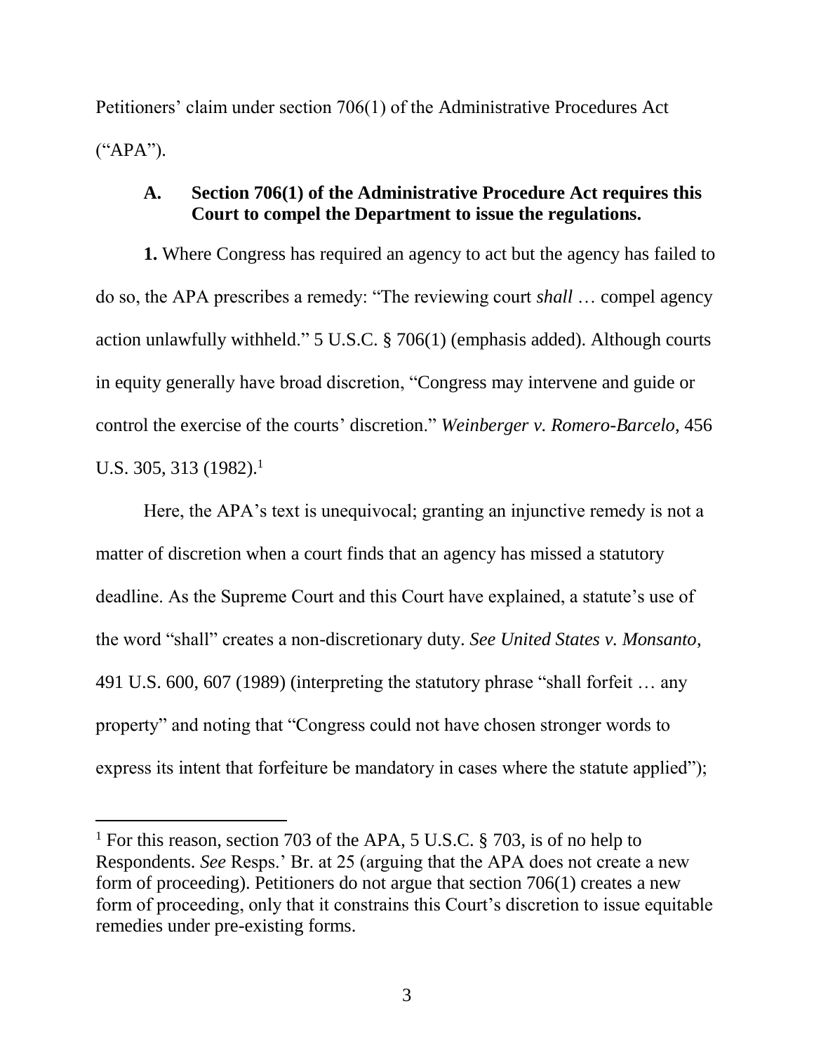Petitioners' claim under section 706(1) of the Administrative Procedures Act ("APA").

### A. Section 706(1) of the Administrative Procedure Act requires this Court to compel the Department to issue the regulations.

**1.** Where Congress has required an agency to act but the agency has failed to do so, the APA prescribes a remedy: "The reviewing court *shall* … compel agency action unlawfully withheld." 5 U.S.C. § 706(1) (emphasis added). Although courts in equity generally have broad discretion, "Congress may intervene and guide or control the exercise of the courts' discretion." *Weinberger v. Romero-Barcelo*, 456 U.S. 305, 313 (1982).[1]

Here, the APA's text is unequivocal; granting an injunctive remedy is not a matter of discretion when a court finds that an agency has missed a statutory deadline. As the Supreme Court and this Court have explained, a statute's use of the word "shall" creates a non-discretionary duty. *See United States v. Monsanto*, 491 U.S. 600, 607 (1989) (interpreting the statutory phrase "shall forfeit … any property" and noting that "Congress could not have chosen stronger words to express its intent that forfeiture be mandatory in cases where the statute applied");

---

[1] For this reason, section 703 of the APA, 5 U.S.C. § 703, is of no help to Respondents. *See* Resps.' Br. at 25 (arguing that the APA does not create a new form of proceeding). Petitioners do not argue that section 706(1) creates a new form of proceeding, only that it constrains this Court's discretion to issue equitable remedies under pre-existing forms.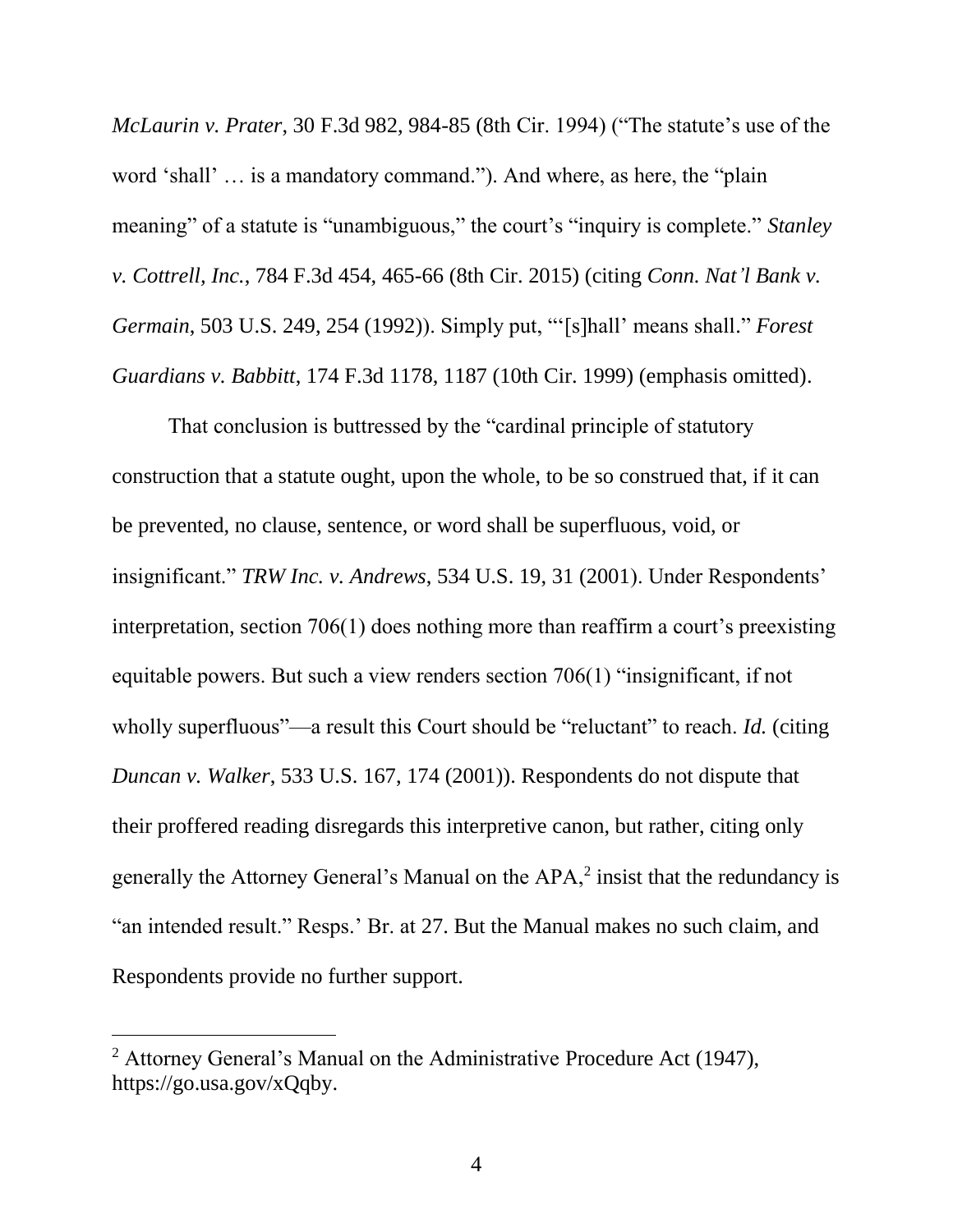*McLaurin v. Prater*, 30 F.3d 982, 984-85 (8th Cir. 1994) ("The statute's use of the word 'shall' … is a mandatory command."). And where, as here, the "plain meaning" of a statute is "unambiguous," the court's "inquiry is complete." *Stanley v. Cottrell, Inc.*, 784 F.3d 454, 465-66 (8th Cir. 2015) (citing *Conn. Nat'l Bank v. Germain*, 503 U.S. 249, 254 (1992)). Simply put, "'[s]hall' means shall." *Forest Guardians v. Babbitt*, 174 F.3d 1178, 1187 (10th Cir. 1999) (emphasis omitted).

That conclusion is buttressed by the "cardinal principle of statutory construction that a statute ought, upon the whole, to be so construed that, if it can be prevented, no clause, sentence, or word shall be superfluous, void, or insignificant." *TRW Inc. v. Andrews*, 534 U.S. 19, 31 (2001). Under Respondents' interpretation, section 706(1) does nothing more than reaffirm a court's preexisting equitable powers. But such a view renders section 706(1) "insignificant, if not wholly superfluous"—a result this Court should be "reluctant" to reach. *Id.* (citing *Duncan v. Walker*, 533 U.S. 167, 174 (2001)). Respondents do not dispute that their proffered reading disregards this interpretive canon, but rather, citing only generally the Attorney General's Manual on the APA,[2] insist that the redundancy is "an intended result." Resps.' Br. at 27. But the Manual makes no such claim, and Respondents provide no further support.

[2] Attorney General's Manual on the Administrative Procedure Act (1947), https://go.usa.gov/xQqby.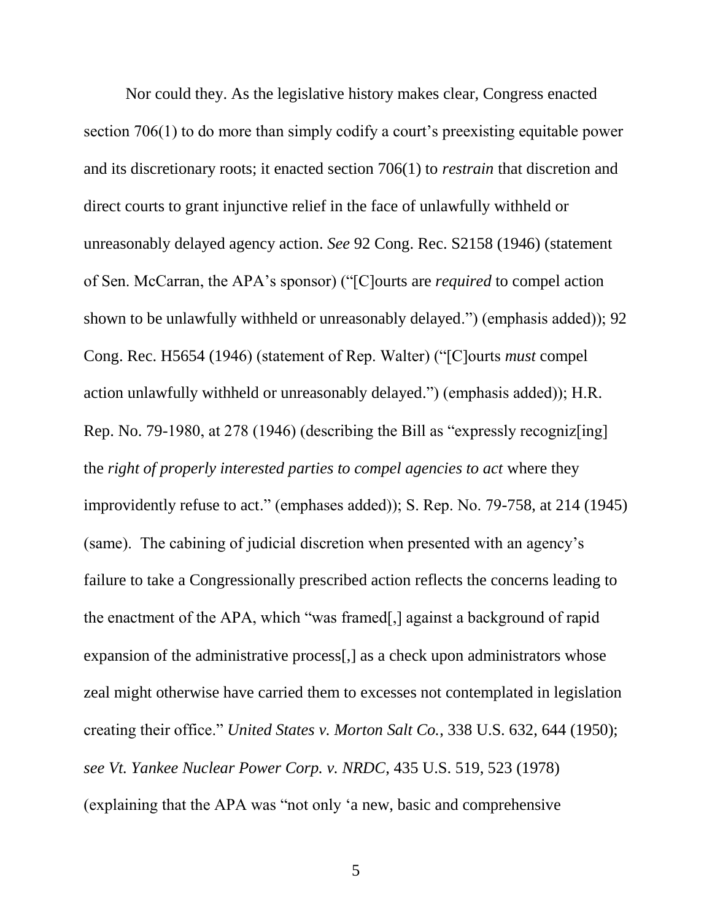Nor could they. As the legislative history makes clear, Congress enacted section 706(1) to do more than simply codify a court's preexisting equitable power and its discretionary roots; it enacted section 706(1) to *restrain* that discretion and direct courts to grant injunctive relief in the face of unlawfully withheld or unreasonably delayed agency action. *See* 92 Cong. Rec. S2158 (1946) (statement of Sen. McCarran, the APA's sponsor) ("[C]ourts are *required* to compel action shown to be unlawfully withheld or unreasonably delayed.") (emphasis added)); 92 Cong. Rec. H5654 (1946) (statement of Rep. Walter) ("[C]ourts *must* compel action unlawfully withheld or unreasonably delayed.") (emphasis added)); H.R. Rep. No. 79-1980, at 278 (1946) (describing the Bill as "expressly recogniz[ing] the *right of properly interested parties to compel agencies to act* where they improvidently refuse to act." (emphases added)); S. Rep. No. 79-758, at 214 (1945) (same). The cabining of judicial discretion when presented with an agency's failure to take a Congressionally prescribed action reflects the concerns leading to the enactment of the APA, which "was framed[,] against a background of rapid expansion of the administrative process[,] as a check upon administrators whose zeal might otherwise have carried them to excesses not contemplated in legislation creating their office." *United States v. Morton Salt Co.*, 338 U.S. 632, 644 (1950); *see Vt. Yankee Nuclear Power Corp. v. NRDC*, 435 U.S. 519, 523 (1978) (explaining that the APA was "not only 'a new, basic and comprehensive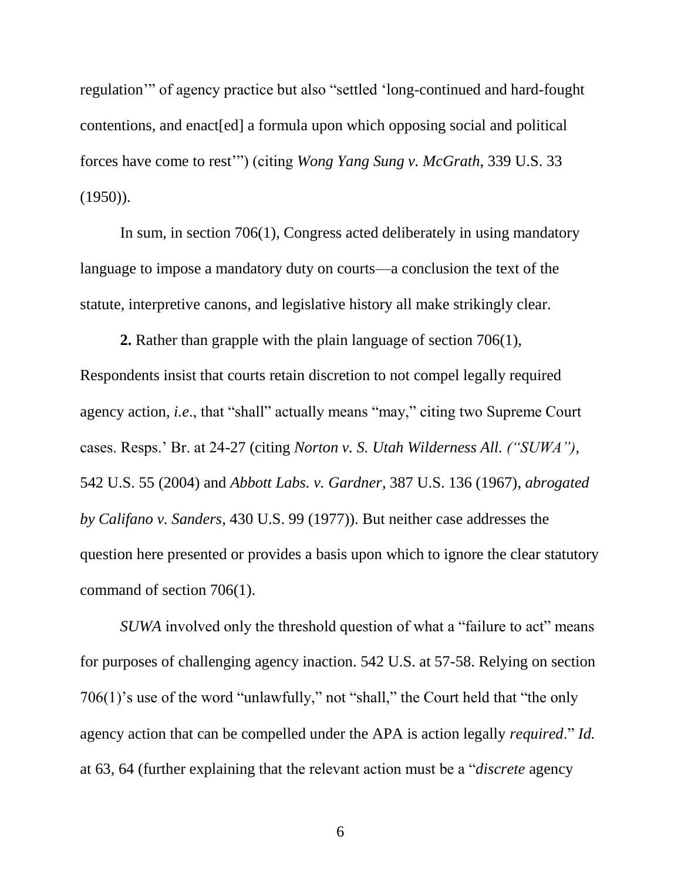regulation'" of agency practice but also "settled 'long-continued and hard-fought contentions, and enact[ed] a formula upon which opposing social and political forces have come to rest'") (citing *Wong Yang Sung v. McGrath*, 339 U.S. 33 (1950)).

In sum, in section 706(1), Congress acted deliberately in using mandatory language to impose a mandatory duty on courts—a conclusion the text of the statute, interpretive canons, and legislative history all make strikingly clear.

**2.** Rather than grapple with the plain language of section 706(1), Respondents insist that courts retain discretion to not compel legally required agency action, *i.e*., that "shall" actually means "may," citing two Supreme Court cases. Resps.' Br. at 24-27 (citing *Norton v. S. Utah Wilderness All. ("SUWA")*, 542 U.S. 55 (2004) and *Abbott Labs. v. Gardner,* 387 U.S. 136 (1967), *abrogated by Califano v. Sanders*, 430 U.S. 99 (1977)). But neither case addresses the question here presented or provides a basis upon which to ignore the clear statutory command of section 706(1).

*SUWA* involved only the threshold question of what a "failure to act" means for purposes of challenging agency inaction. 542 U.S. at 57-58. Relying on section 706(1)'s use of the word "unlawfully," not "shall," the Court held that "the only agency action that can be compelled under the APA is action legally *required*." *Id.* at 63, 64 (further explaining that the relevant action must be a "*discrete* agency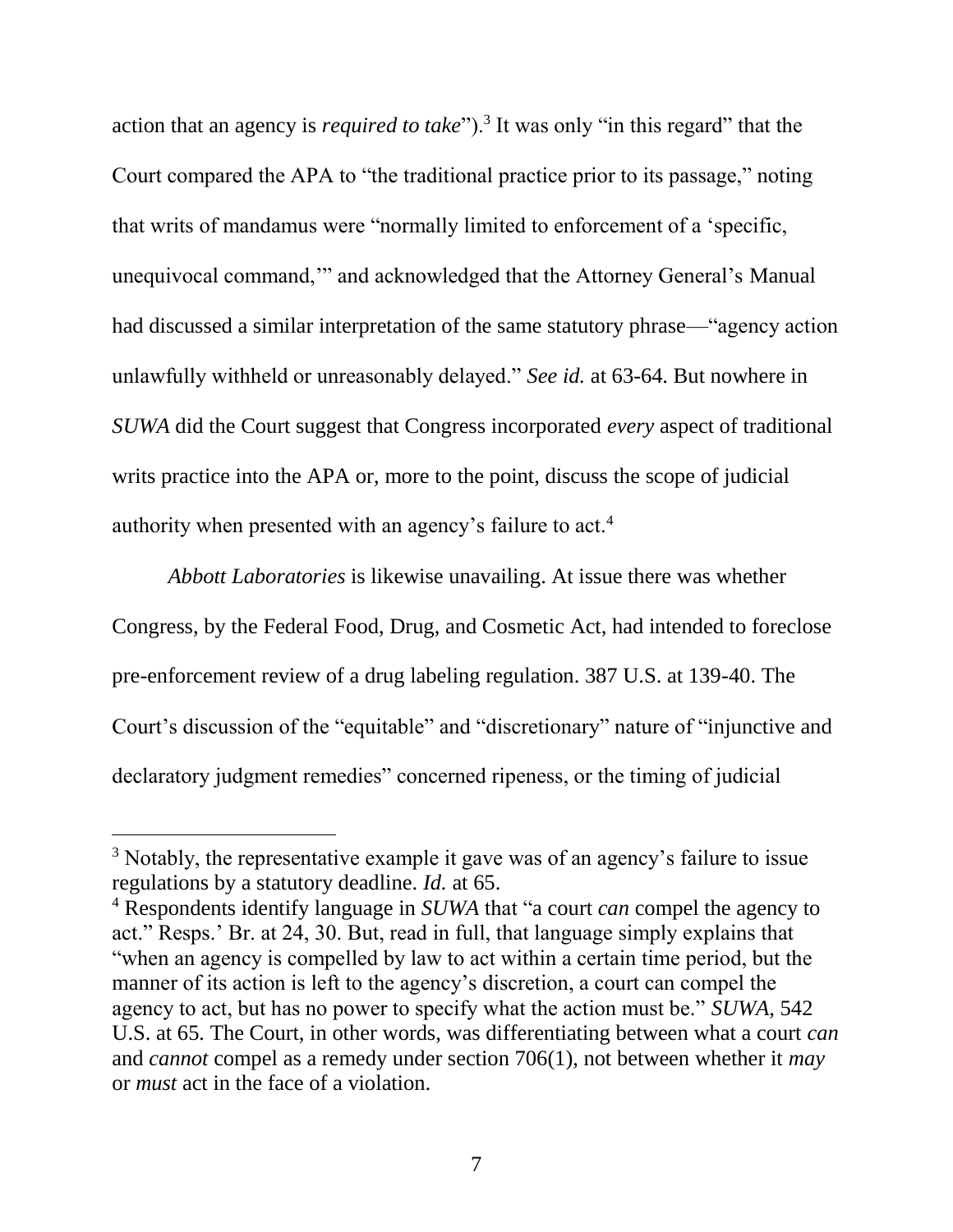action that an agency is *required to take*").[3] It was only "in this regard" that the Court compared the APA to "the traditional practice prior to its passage," noting that writs of mandamus were "normally limited to enforcement of a 'specific, unequivocal command,'" and acknowledged that the Attorney General's Manual had discussed a similar interpretation of the same statutory phrase—"agency action unlawfully withheld or unreasonably delayed." *See id.* at 63-64. But nowhere in *SUWA* did the Court suggest that Congress incorporated *every* aspect of traditional writs practice into the APA or, more to the point, discuss the scope of judicial authority when presented with an agency's failure to act.[4]

*Abbott Laboratories* is likewise unavailing. At issue there was whether Congress, by the Federal Food, Drug, and Cosmetic Act, had intended to foreclose pre-enforcement review of a drug labeling regulation. 387 U.S. at 139-40. The Court's discussion of the "equitable" and "discretionary" nature of "injunctive and declaratory judgment remedies" concerned ripeness, or the timing of judicial

---

[3] Notably, the representative example it gave was of an agency's failure to issue regulations by a statutory deadline. *Id.* at 65.

[4] Respondents identify language in *SUWA* that "a court *can* compel the agency to act." Resps.' Br. at 24, 30. But, read in full, that language simply explains that "when an agency is compelled by law to act within a certain time period, but the manner of its action is left to the agency's discretion, a court can compel the agency to act, but has no power to specify what the action must be." *SUWA*, 542 U.S. at 65. The Court, in other words, was differentiating between what a court *can* and *cannot* compel as a remedy under section 706(1), not between whether it *may* or *must* act in the face of a violation.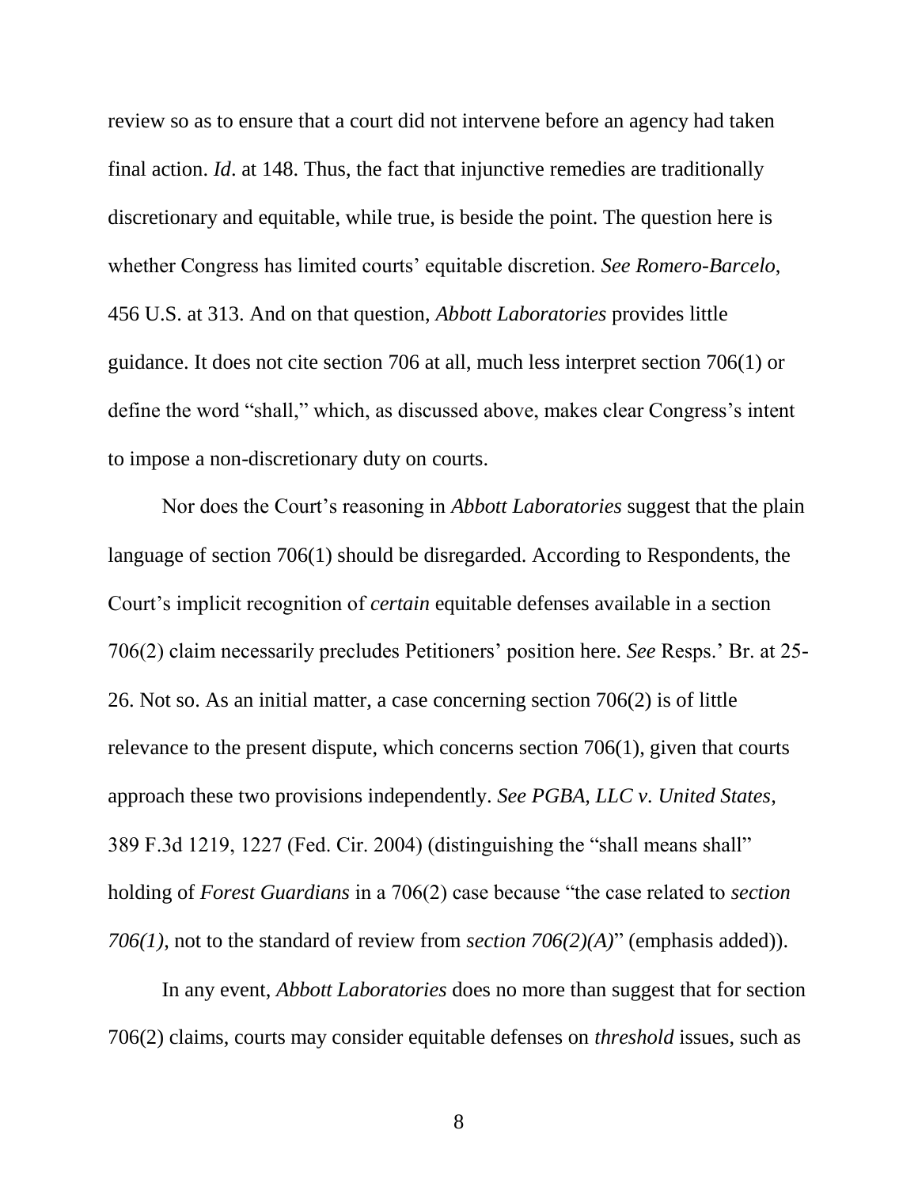review so as to ensure that a court did not intervene before an agency had taken final action. *Id*. at 148. Thus, the fact that injunctive remedies are traditionally discretionary and equitable, while true, is beside the point. The question here is whether Congress has limited courts' equitable discretion. *See Romero-Barcelo*, 456 U.S. at 313. And on that question, *Abbott Laboratories* provides little guidance. It does not cite section 706 at all, much less interpret section 706(1) or define the word "shall," which, as discussed above, makes clear Congress's intent to impose a non-discretionary duty on courts.

Nor does the Court's reasoning in *Abbott Laboratories* suggest that the plain language of section 706(1) should be disregarded. According to Respondents, the Court's implicit recognition of *certain* equitable defenses available in a section 706(2) claim necessarily precludes Petitioners' position here. *See* Resps.' Br. at 25-26. Not so. As an initial matter, a case concerning section 706(2) is of little relevance to the present dispute, which concerns section 706(1), given that courts approach these two provisions independently. *See PGBA, LLC v. United States*, 389 F.3d 1219, 1227 (Fed. Cir. 2004) (distinguishing the "shall means shall" holding of *Forest Guardians* in a 706(2) case because "the case related to *section 706(1)*, not to the standard of review from *section 706(2)(A)*" (emphasis added)).

In any event, *Abbott Laboratories* does no more than suggest that for section 706(2) claims, courts may consider equitable defenses on *threshold* issues, such as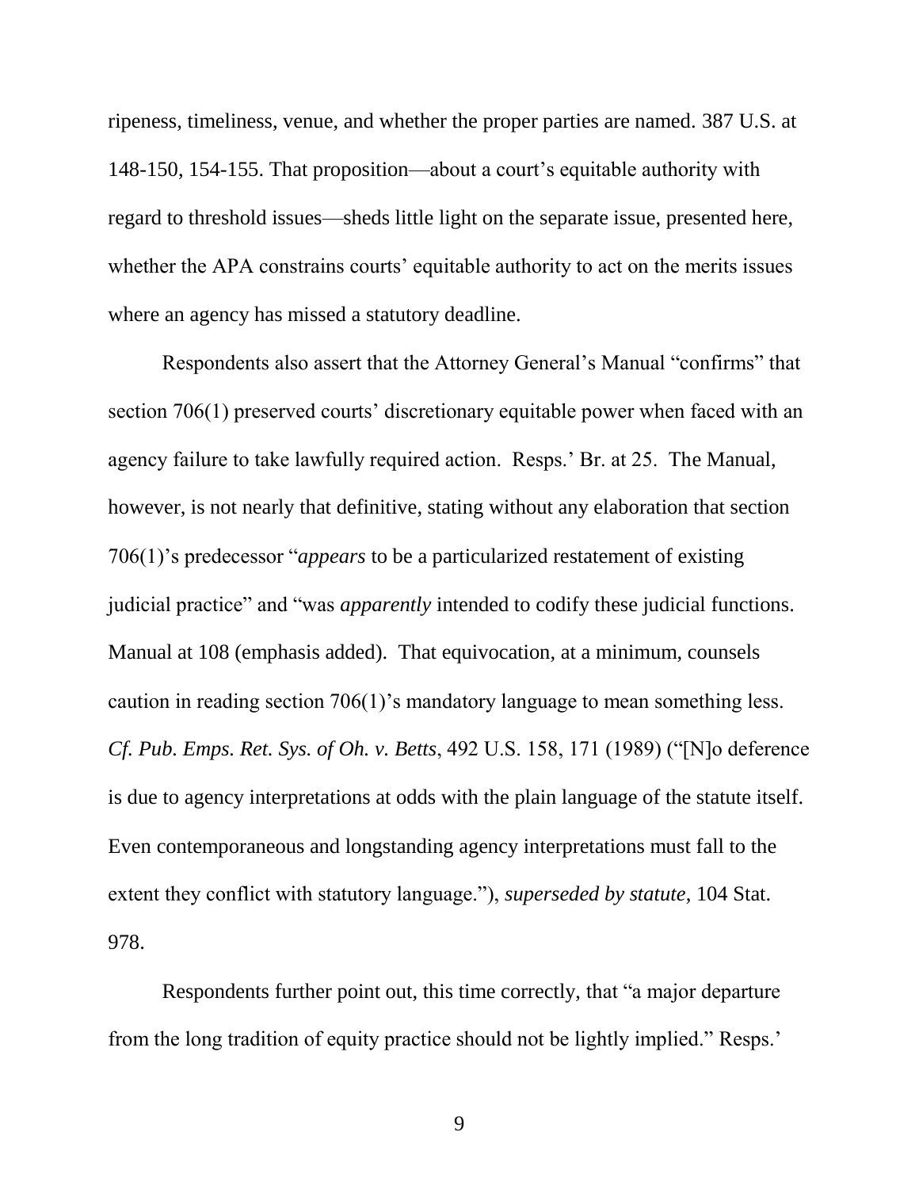ripeness, timeliness, venue, and whether the proper parties are named. 387 U.S. at 148-150, 154-155. That proposition—about a court's equitable authority with regard to threshold issues—sheds little light on the separate issue, presented here, whether the APA constrains courts' equitable authority to act on the merits issues where an agency has missed a statutory deadline.

Respondents also assert that the Attorney General's Manual "confirms" that section 706(1) preserved courts' discretionary equitable power when faced with an agency failure to take lawfully required action. Resps.' Br. at 25. The Manual, however, is not nearly that definitive, stating without any elaboration that section 706(1)'s predecessor "*appears* to be a particularized restatement of existing judicial practice" and "was *apparently* intended to codify these judicial functions. Manual at 108 (emphasis added). That equivocation, at a minimum, counsels caution in reading section 706(1)'s mandatory language to mean something less. *Cf. Pub. Emps. Ret. Sys. of Oh. v. Betts*, 492 U.S. 158, 171 (1989) ("[N]o deference is due to agency interpretations at odds with the plain language of the statute itself. Even contemporaneous and longstanding agency interpretations must fall to the extent they conflict with statutory language."), *superseded by statute*, 104 Stat. 978.

Respondents further point out, this time correctly, that "a major departure from the long tradition of equity practice should not be lightly implied." Resps.'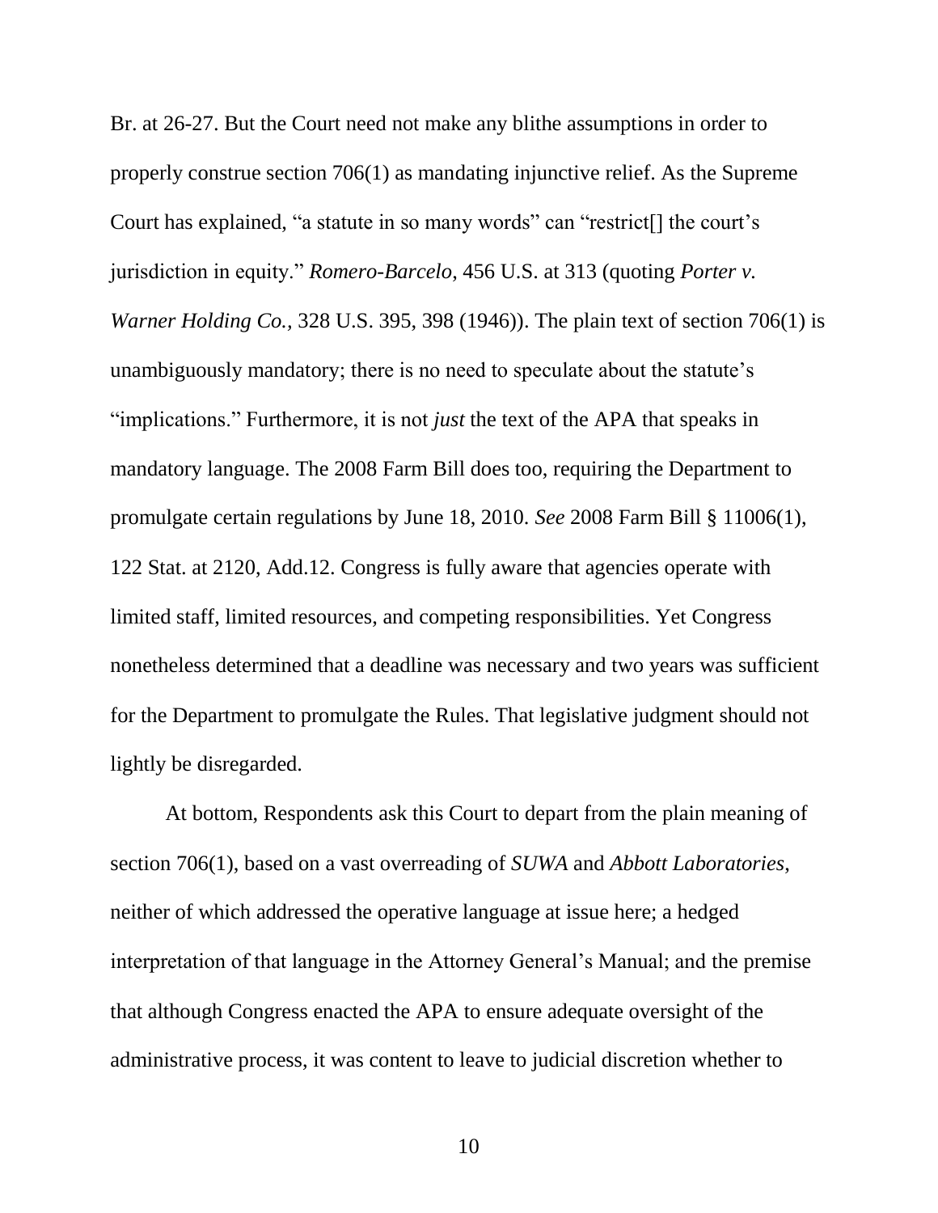Br. at 26-27. But the Court need not make any blithe assumptions in order to properly construe section 706(1) as mandating injunctive relief. As the Supreme Court has explained, "a statute in so many words" can "restrict[] the court's jurisdiction in equity." *Romero-Barcelo*, 456 U.S. at 313 (quoting *Porter v. Warner Holding Co.*, 328 U.S. 395, 398 (1946)). The plain text of section 706(1) is unambiguously mandatory; there is no need to speculate about the statute's "implications." Furthermore, it is not *just* the text of the APA that speaks in mandatory language. The 2008 Farm Bill does too, requiring the Department to promulgate certain regulations by June 18, 2010. *See* 2008 Farm Bill § 11006(1), 122 Stat. at 2120, Add.12. Congress is fully aware that agencies operate with limited staff, limited resources, and competing responsibilities. Yet Congress nonetheless determined that a deadline was necessary and two years was sufficient for the Department to promulgate the Rules. That legislative judgment should not lightly be disregarded.

At bottom, Respondents ask this Court to depart from the plain meaning of section 706(1), based on a vast overreading of *SUWA* and *Abbott Laboratories*, neither of which addressed the operative language at issue here; a hedged interpretation of that language in the Attorney General's Manual; and the premise that although Congress enacted the APA to ensure adequate oversight of the administrative process, it was content to leave to judicial discretion whether to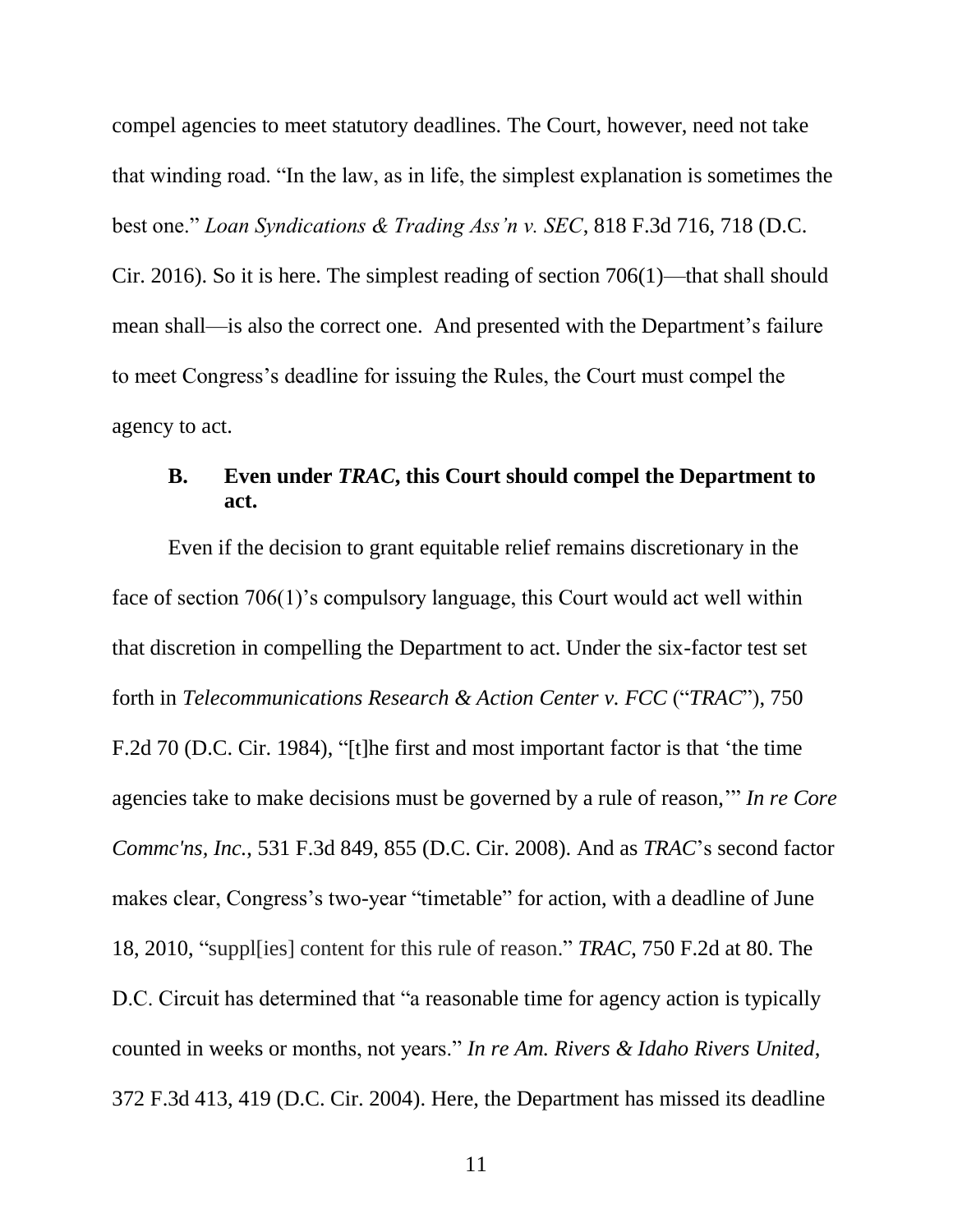compel agencies to meet statutory deadlines. The Court, however, need not take that winding road. "In the law, as in life, the simplest explanation is sometimes the best one." *Loan Syndications & Trading Ass'n v. SEC*, 818 F.3d 716, 718 (D.C. Cir. 2016). So it is here. The simplest reading of section 706(1)—that shall should mean shall—is also the correct one. And presented with the Department's failure to meet Congress's deadline for issuing the Rules, the Court must compel the agency to act.

### B. Even under *TRAC*, this Court should compel the Department to act.

Even if the decision to grant equitable relief remains discretionary in the face of section 706(1)'s compulsory language, this Court would act well within that discretion in compelling the Department to act. Under the six-factor test set forth in *Telecommunications Research & Action Center v. FCC* ("*TRAC*"), 750 F.2d 70 (D.C. Cir. 1984), "[t]he first and most important factor is that 'the time agencies take to make decisions must be governed by a rule of reason,'" *In re Core Commc'ns, Inc.*, 531 F.3d 849, 855 (D.C. Cir. 2008). And as *TRAC*'s second factor makes clear, Congress's two-year "timetable" for action, with a deadline of June 18, 2010, "suppl[ies] content for this rule of reason." *TRAC*, 750 F.2d at 80. The D.C. Circuit has determined that "a reasonable time for agency action is typically counted in weeks or months, not years." *In re Am. Rivers & Idaho Rivers United*, 372 F.3d 413, 419 (D.C. Cir. 2004). Here, the Department has missed its deadline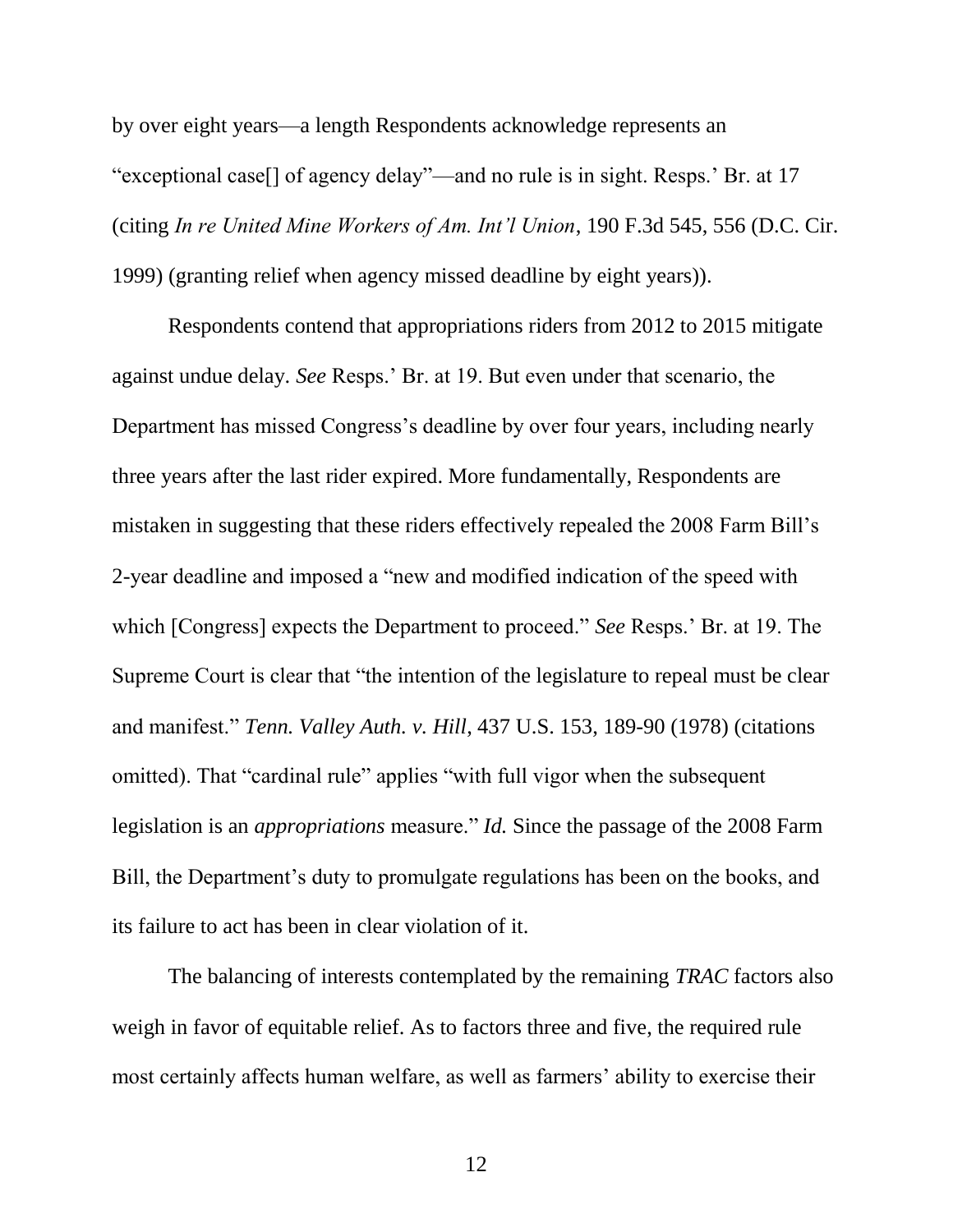by over eight years—a length Respondents acknowledge represents an "exceptional case[] of agency delay"—and no rule is in sight. Resps.' Br. at 17 (citing *In re United Mine Workers of Am. Int'l Union*, 190 F.3d 545, 556 (D.C. Cir. 1999) (granting relief when agency missed deadline by eight years)).

Respondents contend that appropriations riders from 2012 to 2015 mitigate against undue delay. *See* Resps.' Br. at 19. But even under that scenario, the Department has missed Congress's deadline by over four years, including nearly three years after the last rider expired. More fundamentally, Respondents are mistaken in suggesting that these riders effectively repealed the 2008 Farm Bill's 2-year deadline and imposed a "new and modified indication of the speed with which [Congress] expects the Department to proceed." *See* Resps.' Br. at 19. The Supreme Court is clear that "the intention of the legislature to repeal must be clear and manifest." *Tenn. Valley Auth. v. Hill*, 437 U.S. 153, 189-90 (1978) (citations omitted). That "cardinal rule" applies "with full vigor when the subsequent legislation is an *appropriations* measure." *Id.* Since the passage of the 2008 Farm Bill, the Department's duty to promulgate regulations has been on the books, and its failure to act has been in clear violation of it.

The balancing of interests contemplated by the remaining *TRAC* factors also weigh in favor of equitable relief. As to factors three and five, the required rule most certainly affects human welfare, as well as farmers' ability to exercise their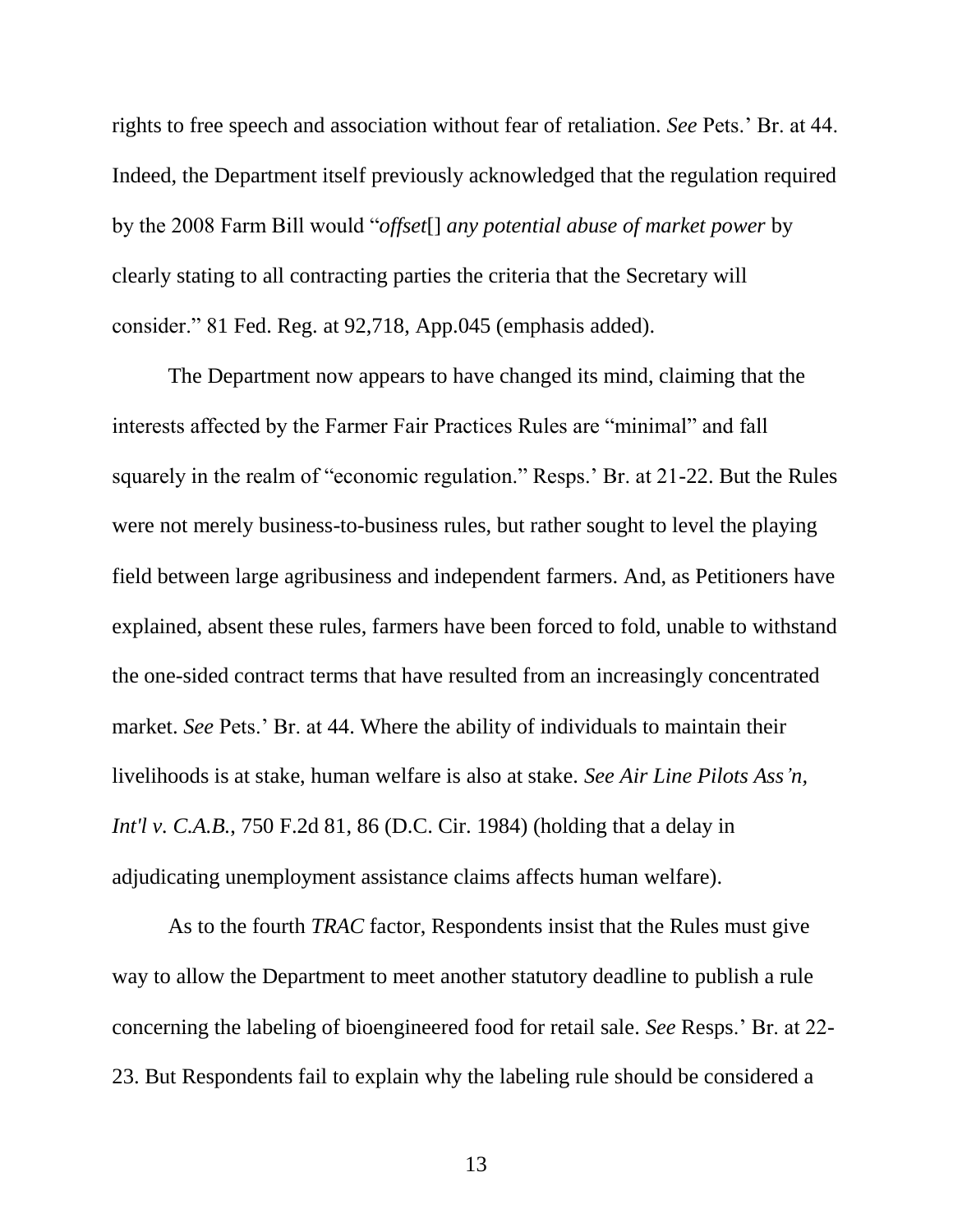rights to free speech and association without fear of retaliation. *See* Pets.' Br. at 44. Indeed, the Department itself previously acknowledged that the regulation required by the 2008 Farm Bill would "*offset*[] *any potential abuse of market power* by clearly stating to all contracting parties the criteria that the Secretary will consider." 81 Fed. Reg. at 92,718, App.045 (emphasis added).

The Department now appears to have changed its mind, claiming that the interests affected by the Farmer Fair Practices Rules are "minimal" and fall squarely in the realm of "economic regulation." Resps.' Br. at 21-22. But the Rules were not merely business-to-business rules, but rather sought to level the playing field between large agribusiness and independent farmers. And, as Petitioners have explained, absent these rules, farmers have been forced to fold, unable to withstand the one-sided contract terms that have resulted from an increasingly concentrated market. *See* Pets.' Br. at 44. Where the ability of individuals to maintain their livelihoods is at stake, human welfare is also at stake. *See Air Line Pilots Ass'n, Int'l v. C.A.B.*, 750 F.2d 81, 86 (D.C. Cir. 1984) (holding that a delay in adjudicating unemployment assistance claims affects human welfare).

As to the fourth *TRAC* factor, Respondents insist that the Rules must give way to allow the Department to meet another statutory deadline to publish a rule concerning the labeling of bioengineered food for retail sale. *See* Resps.' Br. at 22-23. But Respondents fail to explain why the labeling rule should be considered a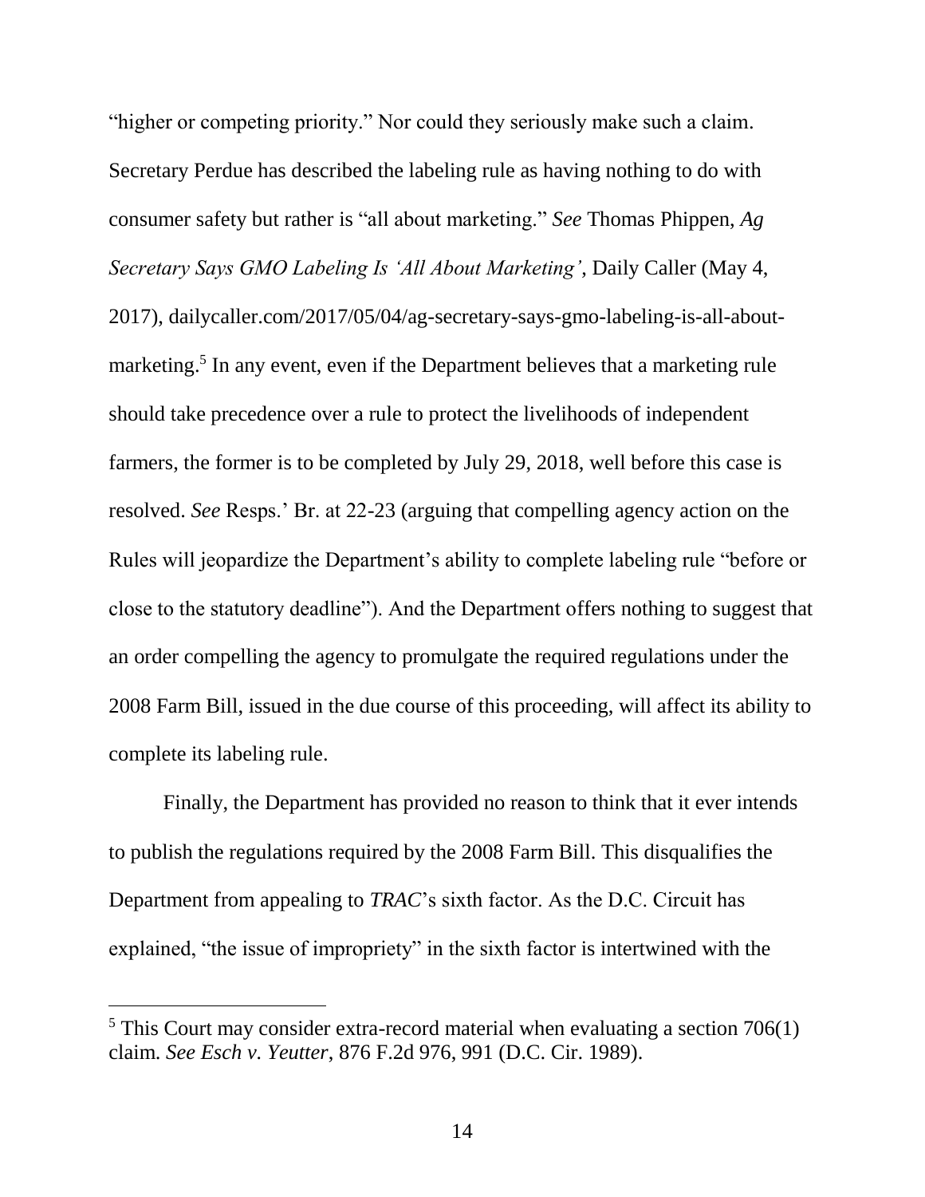"higher or competing priority." Nor could they seriously make such a claim. Secretary Perdue has described the labeling rule as having nothing to do with consumer safety but rather is "all about marketing." *See* Thomas Phippen, *Ag Secretary Says GMO Labeling Is 'All About Marketing'*, Daily Caller (May 4, 2017), dailycaller.com/2017/05/04/ag-secretary-says-gmo-labeling-is-all-about-marketing.[5] In any event, even if the Department believes that a marketing rule should take precedence over a rule to protect the livelihoods of independent farmers, the former is to be completed by July 29, 2018, well before this case is resolved. *See* Resps.' Br. at 22-23 (arguing that compelling agency action on the Rules will jeopardize the Department's ability to complete labeling rule "before or close to the statutory deadline"). And the Department offers nothing to suggest that an order compelling the agency to promulgate the required regulations under the 2008 Farm Bill, issued in the due course of this proceeding, will affect its ability to complete its labeling rule.

Finally, the Department has provided no reason to think that it ever intends to publish the regulations required by the 2008 Farm Bill. This disqualifies the Department from appealing to *TRAC*'s sixth factor. As the D.C. Circuit has explained, "the issue of impropriety" in the sixth factor is intertwined with the

---

[5] This Court may consider extra-record material when evaluating a section 706(1) claim. *See Esch v. Yeutter*, 876 F.2d 976, 991 (D.C. Cir. 1989).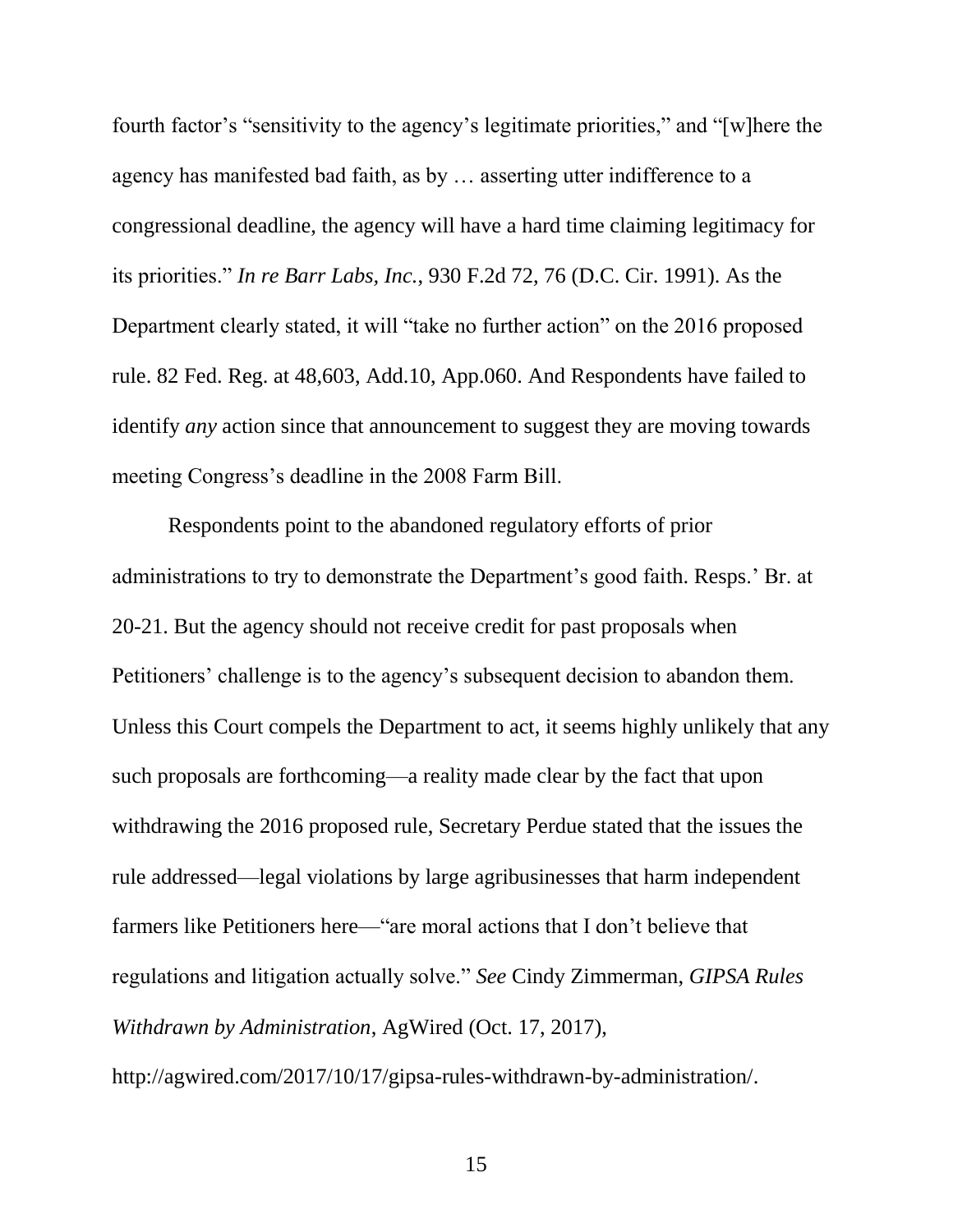fourth factor's "sensitivity to the agency's legitimate priorities," and "[w]here the agency has manifested bad faith, as by … asserting utter indifference to a congressional deadline, the agency will have a hard time claiming legitimacy for its priorities." *In re Barr Labs, Inc.*, 930 F.2d 72, 76 (D.C. Cir. 1991). As the Department clearly stated, it will "take no further action" on the 2016 proposed rule. 82 Fed. Reg. at 48,603, Add.10, App.060. And Respondents have failed to identify *any* action since that announcement to suggest they are moving towards meeting Congress's deadline in the 2008 Farm Bill.

Respondents point to the abandoned regulatory efforts of prior administrations to try to demonstrate the Department's good faith. Resps.' Br. at 20-21. But the agency should not receive credit for past proposals when Petitioners' challenge is to the agency's subsequent decision to abandon them. Unless this Court compels the Department to act, it seems highly unlikely that any such proposals are forthcoming—a reality made clear by the fact that upon withdrawing the 2016 proposed rule, Secretary Perdue stated that the issues the rule addressed—legal violations by large agribusinesses that harm independent farmers like Petitioners here—"are moral actions that I don't believe that regulations and litigation actually solve." *See* Cindy Zimmerman, *GIPSA Rules Withdrawn by Administration*, AgWired (Oct. 17, 2017), http://agwired.com/2017/10/17/gipsa-rules-withdrawn-by-administration/.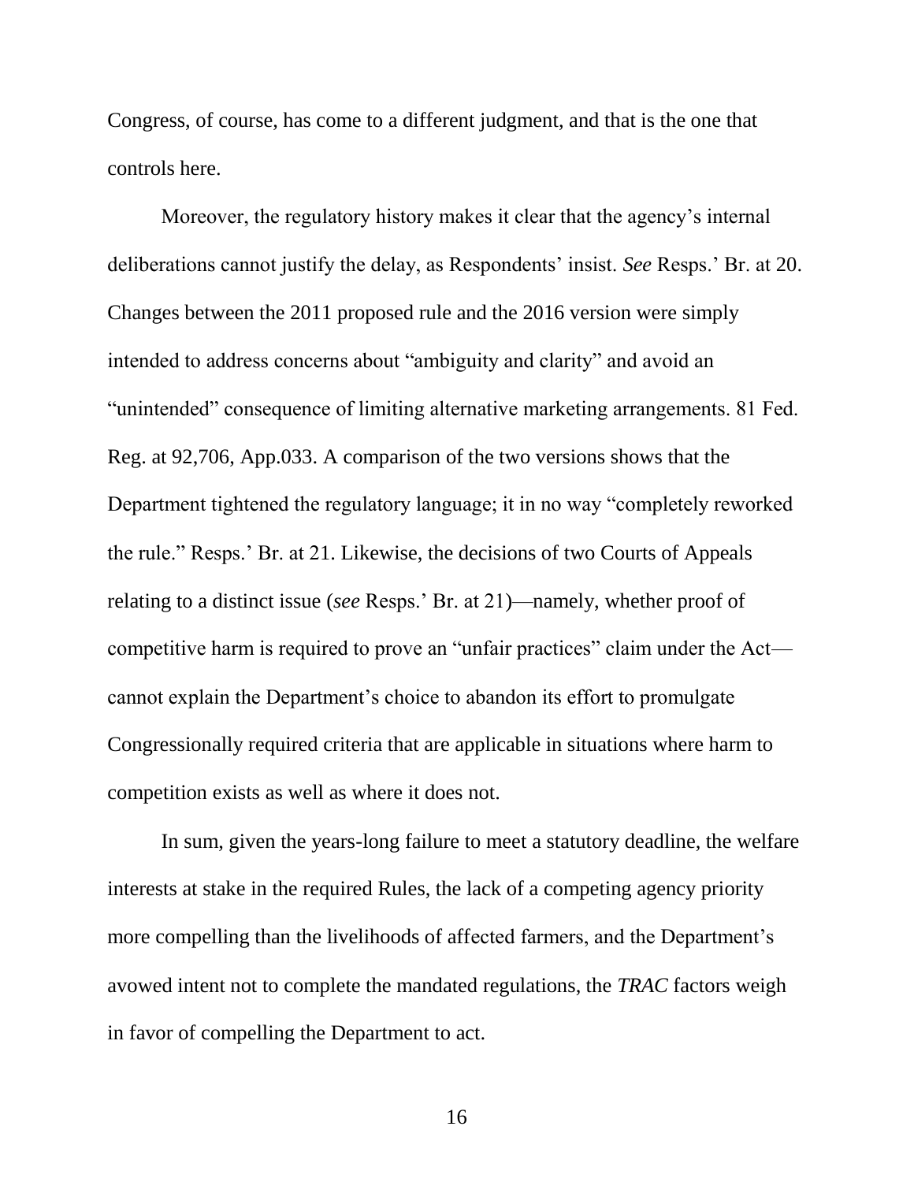Congress, of course, has come to a different judgment, and that is the one that controls here.

Moreover, the regulatory history makes it clear that the agency's internal deliberations cannot justify the delay, as Respondents' insist. *See* Resps.' Br. at 20. Changes between the 2011 proposed rule and the 2016 version were simply intended to address concerns about "ambiguity and clarity" and avoid an "unintended" consequence of limiting alternative marketing arrangements. 81 Fed. Reg. at 92,706, App.033. A comparison of the two versions shows that the Department tightened the regulatory language; it in no way "completely reworked the rule." Resps.' Br. at 21. Likewise, the decisions of two Courts of Appeals relating to a distinct issue (*see* Resps.' Br. at 21)—namely, whether proof of competitive harm is required to prove an "unfair practices" claim under the Act—cannot explain the Department's choice to abandon its effort to promulgate Congressionally required criteria that are applicable in situations where harm to competition exists as well as where it does not.

In sum, given the years-long failure to meet a statutory deadline, the welfare interests at stake in the required Rules, the lack of a competing agency priority more compelling than the livelihoods of affected farmers, and the Department's avowed intent not to complete the mandated regulations, the *TRAC* factors weigh in favor of compelling the Department to act.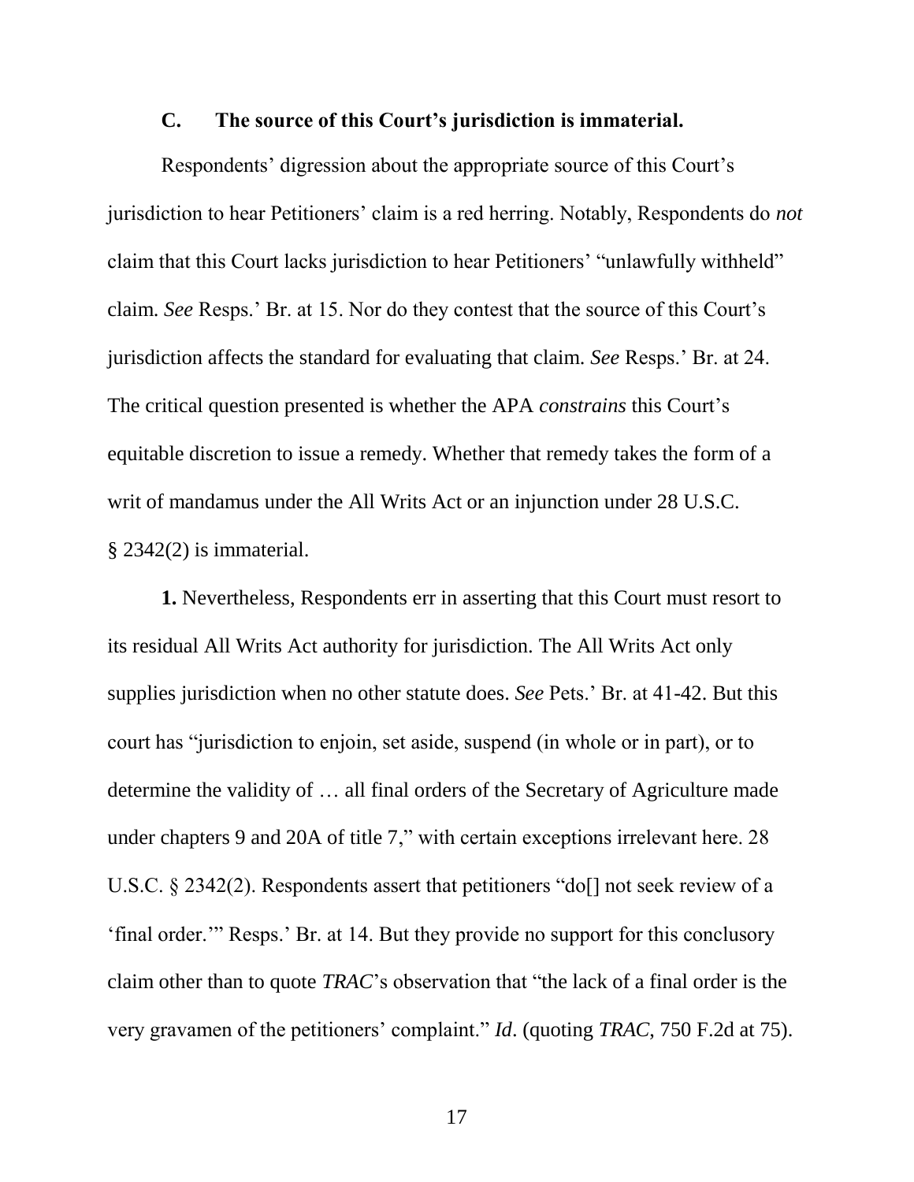### C. The source of this Court's jurisdiction is immaterial.

Respondents' digression about the appropriate source of this Court's jurisdiction to hear Petitioners' claim is a red herring. Notably, Respondents do *not* claim that this Court lacks jurisdiction to hear Petitioners' "unlawfully withheld" claim. *See* Resps.' Br. at 15. Nor do they contest that the source of this Court's jurisdiction affects the standard for evaluating that claim. *See* Resps.' Br. at 24. The critical question presented is whether the APA *constrains* this Court's equitable discretion to issue a remedy. Whether that remedy takes the form of a writ of mandamus under the All Writs Act or an injunction under 28 U.S.C. § 2342(2) is immaterial.

**1.** Nevertheless, Respondents err in asserting that this Court must resort to its residual All Writs Act authority for jurisdiction. The All Writs Act only supplies jurisdiction when no other statute does. *See* Pets.' Br. at 41-42. But this court has "jurisdiction to enjoin, set aside, suspend (in whole or in part), or to determine the validity of … all final orders of the Secretary of Agriculture made under chapters 9 and 20A of title 7," with certain exceptions irrelevant here. 28 U.S.C. § 2342(2). Respondents assert that petitioners "do[] not seek review of a 'final order.'" Resps.' Br. at 14. But they provide no support for this conclusory claim other than to quote *TRAC*'s observation that "the lack of a final order is the very gravamen of the petitioners' complaint." *Id*. (quoting *TRAC*, 750 F.2d at 75).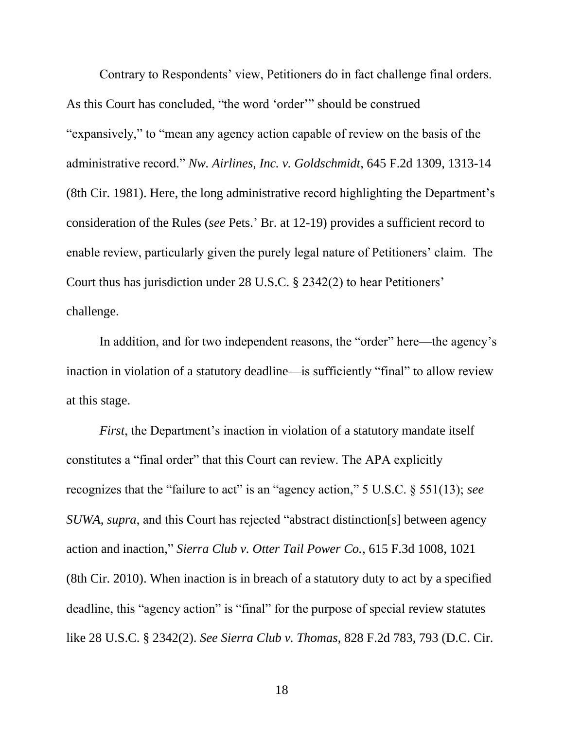Contrary to Respondents' view, Petitioners do in fact challenge final orders. As this Court has concluded, "the word 'order'" should be construed "expansively," to "mean any agency action capable of review on the basis of the administrative record." *Nw. Airlines, Inc. v. Goldschmidt*, 645 F.2d 1309, 1313-14 (8th Cir. 1981). Here, the long administrative record highlighting the Department's consideration of the Rules (*see* Pets.' Br. at 12-19) provides a sufficient record to enable review, particularly given the purely legal nature of Petitioners' claim. The Court thus has jurisdiction under 28 U.S.C. § 2342(2) to hear Petitioners' challenge.

In addition, and for two independent reasons, the "order" here—the agency's inaction in violation of a statutory deadline—is sufficiently "final" to allow review at this stage.

*First*, the Department's inaction in violation of a statutory mandate itself constitutes a "final order" that this Court can review. The APA explicitly recognizes that the "failure to act" is an "agency action," 5 U.S.C. § 551(13); *see SUWA, supra*, and this Court has rejected "abstract distinction[s] between agency action and inaction," *Sierra Club v. Otter Tail Power Co.*, 615 F.3d 1008, 1021 (8th Cir. 2010). When inaction is in breach of a statutory duty to act by a specified deadline, this "agency action" is "final" for the purpose of special review statutes like 28 U.S.C. § 2342(2). *See Sierra Club v. Thomas*, 828 F.2d 783, 793 (D.C. Cir.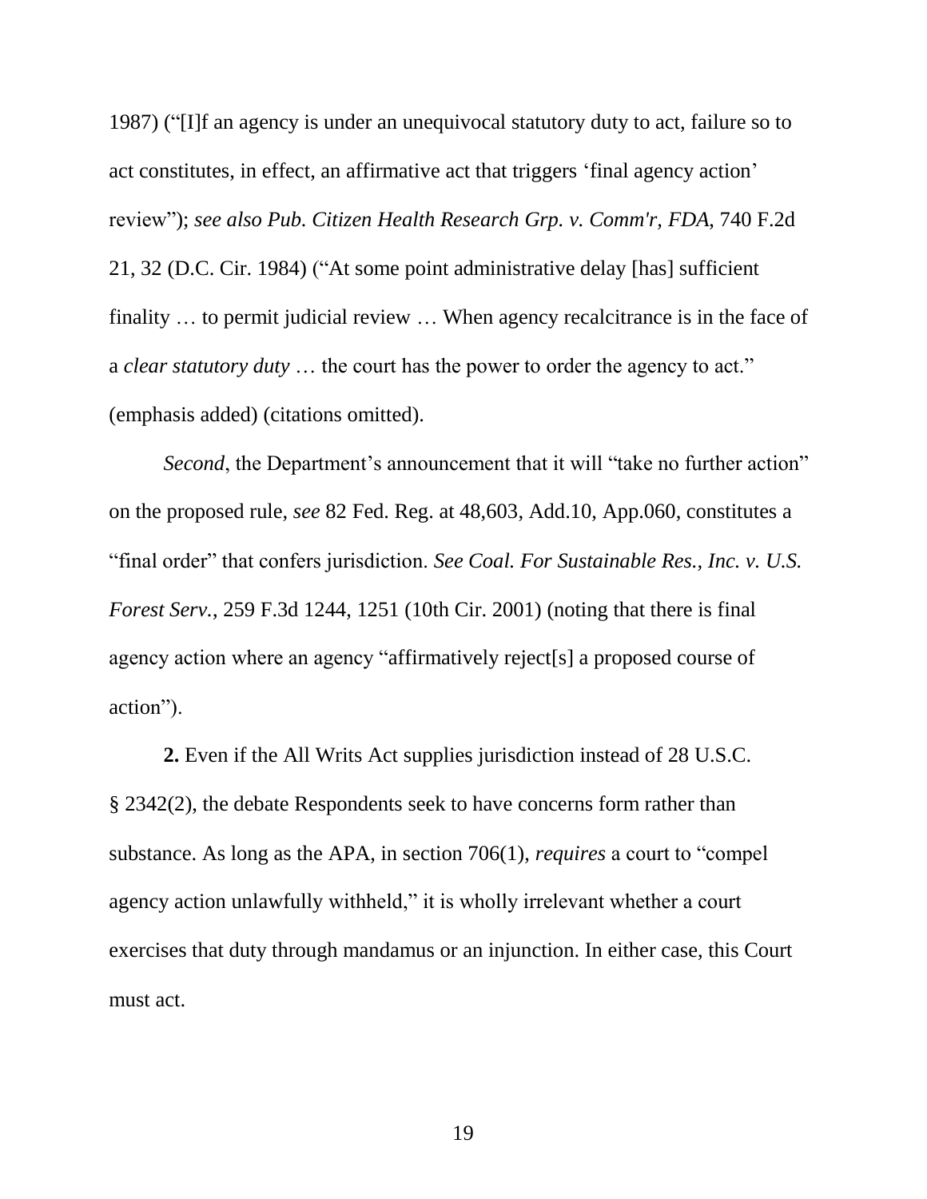1987) ("[I]f an agency is under an unequivocal statutory duty to act, failure so to act constitutes, in effect, an affirmative act that triggers 'final agency action' review"); *see also Pub. Citizen Health Research Grp. v. Comm'r, FDA*, 740 F.2d 21, 32 (D.C. Cir. 1984) ("At some point administrative delay [has] sufficient finality … to permit judicial review … When agency recalcitrance is in the face of a *clear statutory duty* … the court has the power to order the agency to act." (emphasis added) (citations omitted).

*Second*, the Department's announcement that it will "take no further action" on the proposed rule, *see* 82 Fed. Reg. at 48,603, Add.10, App.060, constitutes a "final order" that confers jurisdiction. *See Coal. For Sustainable Res., Inc. v. U.S. Forest Serv.*, 259 F.3d 1244, 1251 (10th Cir. 2001) (noting that there is final agency action where an agency "affirmatively reject[s] a proposed course of action").

**2.** Even if the All Writs Act supplies jurisdiction instead of 28 U.S.C. § 2342(2), the debate Respondents seek to have concerns form rather than substance. As long as the APA, in section 706(1), *requires* a court to "compel agency action unlawfully withheld," it is wholly irrelevant whether a court exercises that duty through mandamus or an injunction. In either case, this Court must act.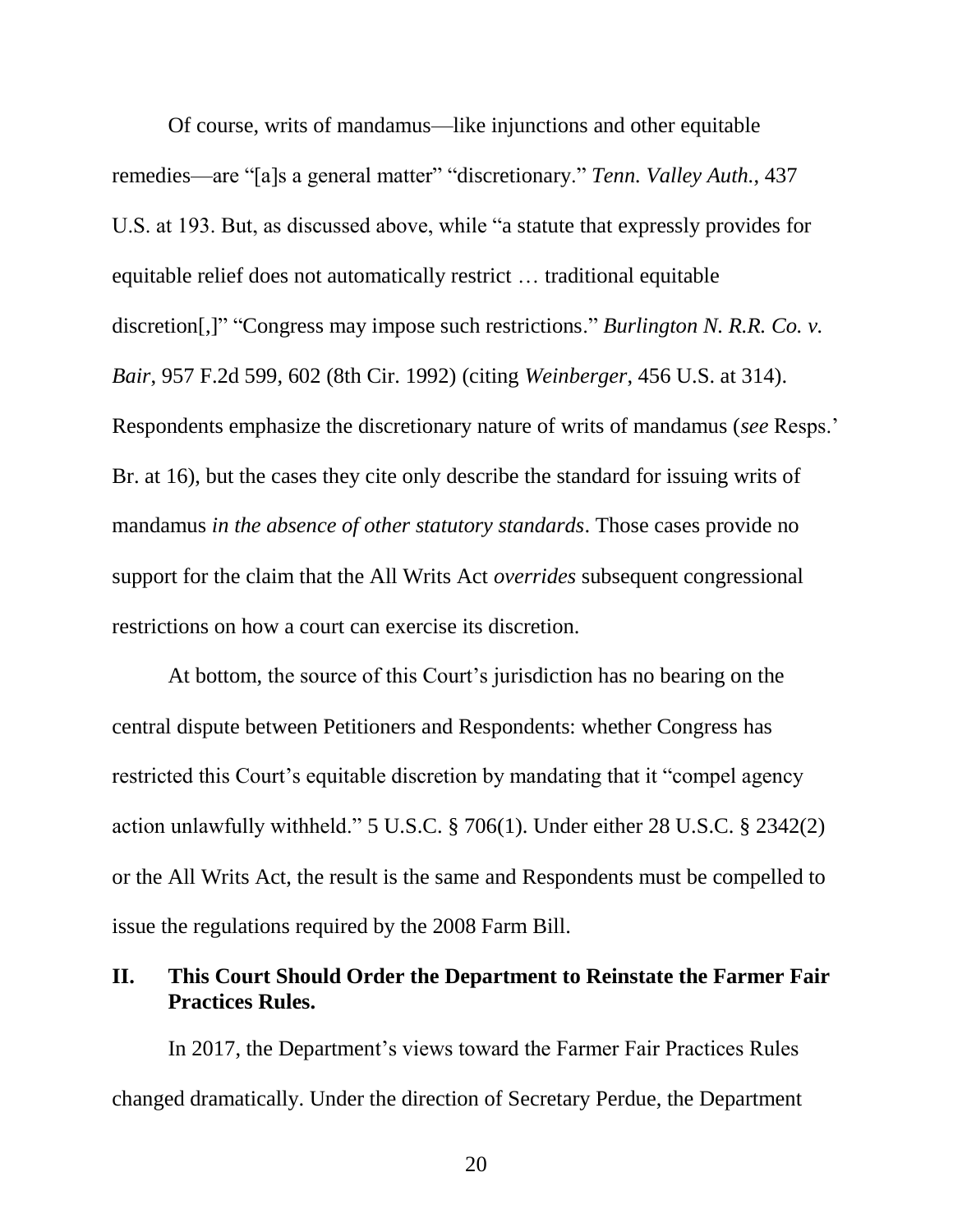Of course, writs of mandamus—like injunctions and other equitable remedies—are "[a]s a general matter" "discretionary." *Tenn. Valley Auth.*, 437 U.S. at 193. But, as discussed above, while "a statute that expressly provides for equitable relief does not automatically restrict … traditional equitable discretion[,]" "Congress may impose such restrictions." *Burlington N. R.R. Co. v. Bair*, 957 F.2d 599, 602 (8th Cir. 1992) (citing *Weinberger,* 456 U.S. at 314). Respondents emphasize the discretionary nature of writs of mandamus (*see* Resps.' Br. at 16), but the cases they cite only describe the standard for issuing writs of mandamus *in the absence of other statutory standards*. Those cases provide no support for the claim that the All Writs Act *overrides* subsequent congressional restrictions on how a court can exercise its discretion.

At bottom, the source of this Court's jurisdiction has no bearing on the central dispute between Petitioners and Respondents: whether Congress has restricted this Court's equitable discretion by mandating that it "compel agency action unlawfully withheld." 5 U.S.C. § 706(1). Under either 28 U.S.C. § 2342(2) or the All Writs Act, the result is the same and Respondents must be compelled to issue the regulations required by the 2008 Farm Bill.

## II. This Court Should Order the Department to Reinstate the Farmer Fair Practices Rules.

In 2017, the Department's views toward the Farmer Fair Practices Rules changed dramatically. Under the direction of Secretary Perdue, the Department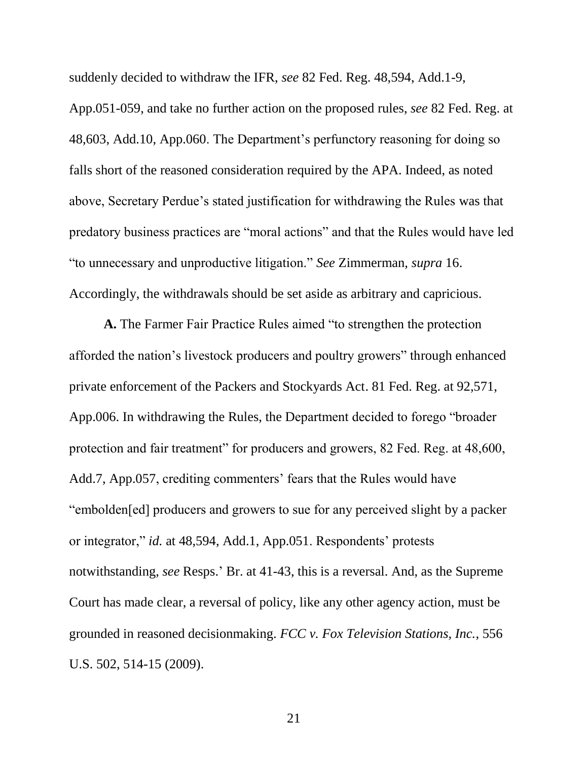suddenly decided to withdraw the IFR, *see* 82 Fed. Reg. 48,594, Add.1-9, App.051-059, and take no further action on the proposed rules, *see* 82 Fed. Reg. at 48,603, Add.10, App.060. The Department's perfunctory reasoning for doing so falls short of the reasoned consideration required by the APA. Indeed, as noted above, Secretary Perdue's stated justification for withdrawing the Rules was that predatory business practices are "moral actions" and that the Rules would have led "to unnecessary and unproductive litigation." *See* Zimmerman, *supra* 16. Accordingly, the withdrawals should be set aside as arbitrary and capricious.

**A.** The Farmer Fair Practice Rules aimed "to strengthen the protection afforded the nation's livestock producers and poultry growers" through enhanced private enforcement of the Packers and Stockyards Act. 81 Fed. Reg. at 92,571, App.006. In withdrawing the Rules, the Department decided to forego "broader protection and fair treatment" for producers and growers, 82 Fed. Reg. at 48,600, Add.7, App.057, crediting commenters' fears that the Rules would have "embolden[ed] producers and growers to sue for any perceived slight by a packer or integrator," *id.* at 48,594, Add.1, App.051. Respondents' protests notwithstanding, *see* Resps.' Br. at 41-43, this is a reversal. And, as the Supreme Court has made clear, a reversal of policy, like any other agency action, must be grounded in reasoned decisionmaking. *FCC v. Fox Television Stations, Inc.*, 556 U.S. 502, 514-15 (2009).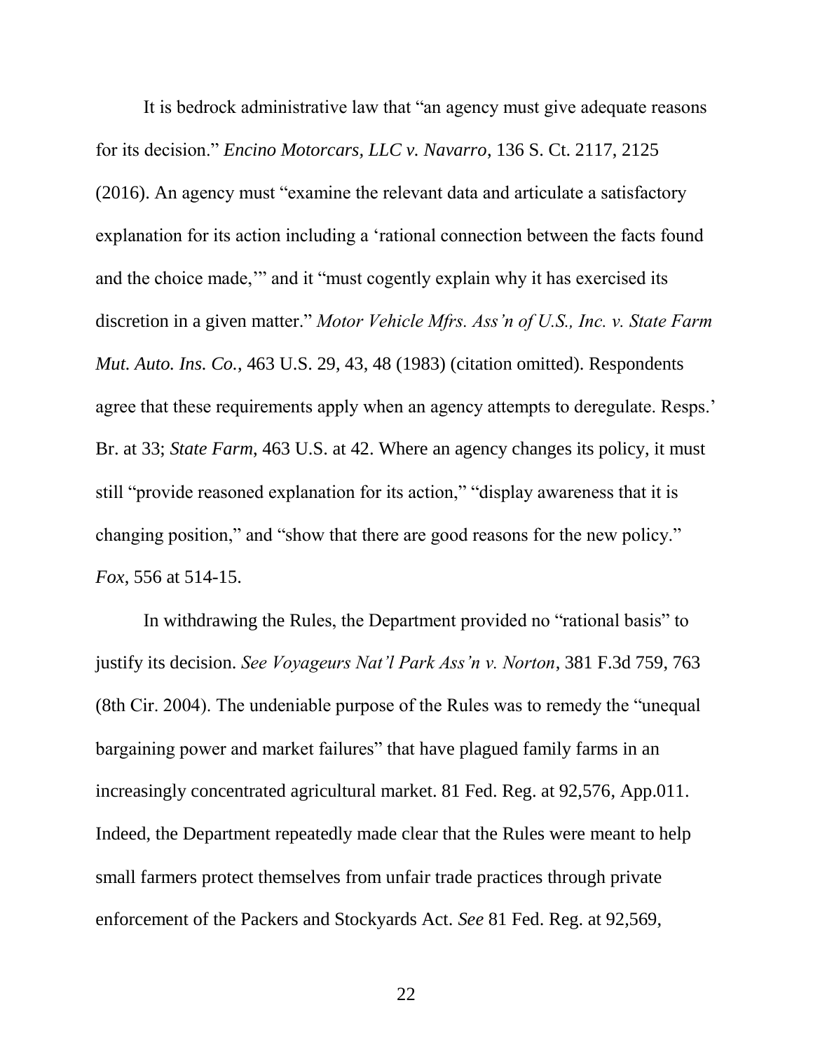It is bedrock administrative law that "an agency must give adequate reasons for its decision." *Encino Motorcars, LLC v. Navarro*, 136 S. Ct. 2117, 2125 (2016). An agency must "examine the relevant data and articulate a satisfactory explanation for its action including a 'rational connection between the facts found and the choice made,'" and it "must cogently explain why it has exercised its discretion in a given matter." *Motor Vehicle Mfrs. Ass'n of U.S., Inc. v. State Farm Mut. Auto. Ins. Co.*, 463 U.S. 29, 43, 48 (1983) (citation omitted). Respondents agree that these requirements apply when an agency attempts to deregulate. Resps.' Br. at 33; *State Farm*, 463 U.S. at 42. Where an agency changes its policy, it must still "provide reasoned explanation for its action," "display awareness that it is changing position," and "show that there are good reasons for the new policy." *Fox*, 556 at 514-15.

In withdrawing the Rules, the Department provided no "rational basis" to justify its decision. *See Voyageurs Nat'l Park Ass'n v. Norton*, 381 F.3d 759, 763 (8th Cir. 2004). The undeniable purpose of the Rules was to remedy the "unequal bargaining power and market failures" that have plagued family farms in an increasingly concentrated agricultural market. 81 Fed. Reg. at 92,576, App.011. Indeed, the Department repeatedly made clear that the Rules were meant to help small farmers protect themselves from unfair trade practices through private enforcement of the Packers and Stockyards Act. *See* 81 Fed. Reg. at 92,569,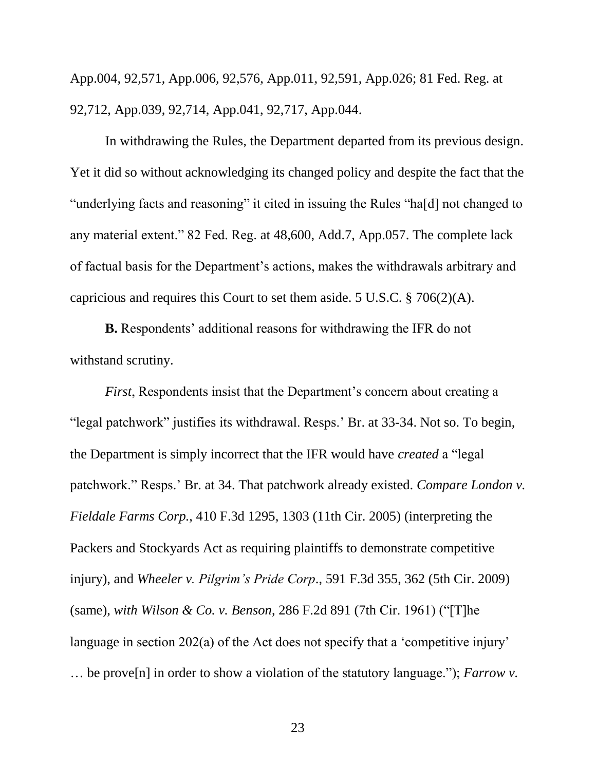App.004, 92,571, App.006, 92,576, App.011, 92,591, App.026; 81 Fed. Reg. at 92,712, App.039, 92,714, App.041, 92,717, App.044.

In withdrawing the Rules, the Department departed from its previous design. Yet it did so without acknowledging its changed policy and despite the fact that the "underlying facts and reasoning" it cited in issuing the Rules "ha[d] not changed to any material extent." 82 Fed. Reg. at 48,600, Add.7, App.057. The complete lack of factual basis for the Department's actions, makes the withdrawals arbitrary and capricious and requires this Court to set them aside. 5 U.S.C. § 706(2)(A).

**B.** Respondents' additional reasons for withdrawing the IFR do not withstand scrutiny.

*First*, Respondents insist that the Department's concern about creating a "legal patchwork" justifies its withdrawal. Resps.' Br. at 33-34. Not so. To begin, the Department is simply incorrect that the IFR would have *created* a "legal patchwork." Resps.' Br. at 34. That patchwork already existed. *Compare London v. Fieldale Farms Corp.*, 410 F.3d 1295, 1303 (11th Cir. 2005) (interpreting the Packers and Stockyards Act as requiring plaintiffs to demonstrate competitive injury), and *Wheeler v. Pilgrim's Pride Corp*., 591 F.3d 355, 362 (5th Cir. 2009) (same), *with Wilson & Co. v. Benson*, 286 F.2d 891 (7th Cir. 1961) ("[T]he language in section 202(a) of the Act does not specify that a 'competitive injury' … be prove[n] in order to show a violation of the statutory language."); *Farrow v.*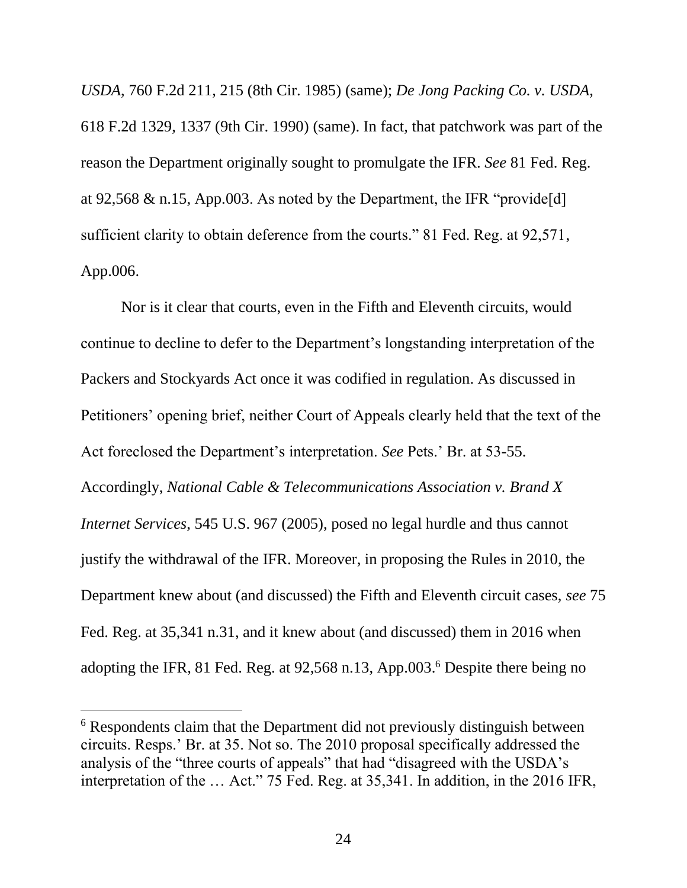*USDA*, 760 F.2d 211, 215 (8th Cir. 1985) (same); *De Jong Packing Co. v. USDA*, 618 F.2d 1329, 1337 (9th Cir. 1990) (same). In fact, that patchwork was part of the reason the Department originally sought to promulgate the IFR. *See* 81 Fed. Reg. at 92,568 & n.15, App.003. As noted by the Department, the IFR "provide[d] sufficient clarity to obtain deference from the courts." 81 Fed. Reg. at 92,571, App.006.

Nor is it clear that courts, even in the Fifth and Eleventh circuits, would continue to decline to defer to the Department's longstanding interpretation of the Packers and Stockyards Act once it was codified in regulation. As discussed in Petitioners' opening brief, neither Court of Appeals clearly held that the text of the Act foreclosed the Department's interpretation. *See* Pets.' Br. at 53-55. Accordingly, *National Cable & Telecommunications Association v. Brand X Internet Services*, 545 U.S. 967 (2005), posed no legal hurdle and thus cannot justify the withdrawal of the IFR. Moreover, in proposing the Rules in 2010, the Department knew about (and discussed) the Fifth and Eleventh circuit cases, *see* 75 Fed. Reg. at 35,341 n.31, and it knew about (and discussed) them in 2016 when adopting the IFR, 81 Fed. Reg. at 92,568 n.13, App.003.[6] Despite there being no

---

[6] Respondents claim that the Department did not previously distinguish between circuits. Resps.' Br. at 35. Not so. The 2010 proposal specifically addressed the analysis of the "three courts of appeals" that had "disagreed with the USDA's interpretation of the … Act." 75 Fed. Reg. at 35,341. In addition, in the 2016 IFR,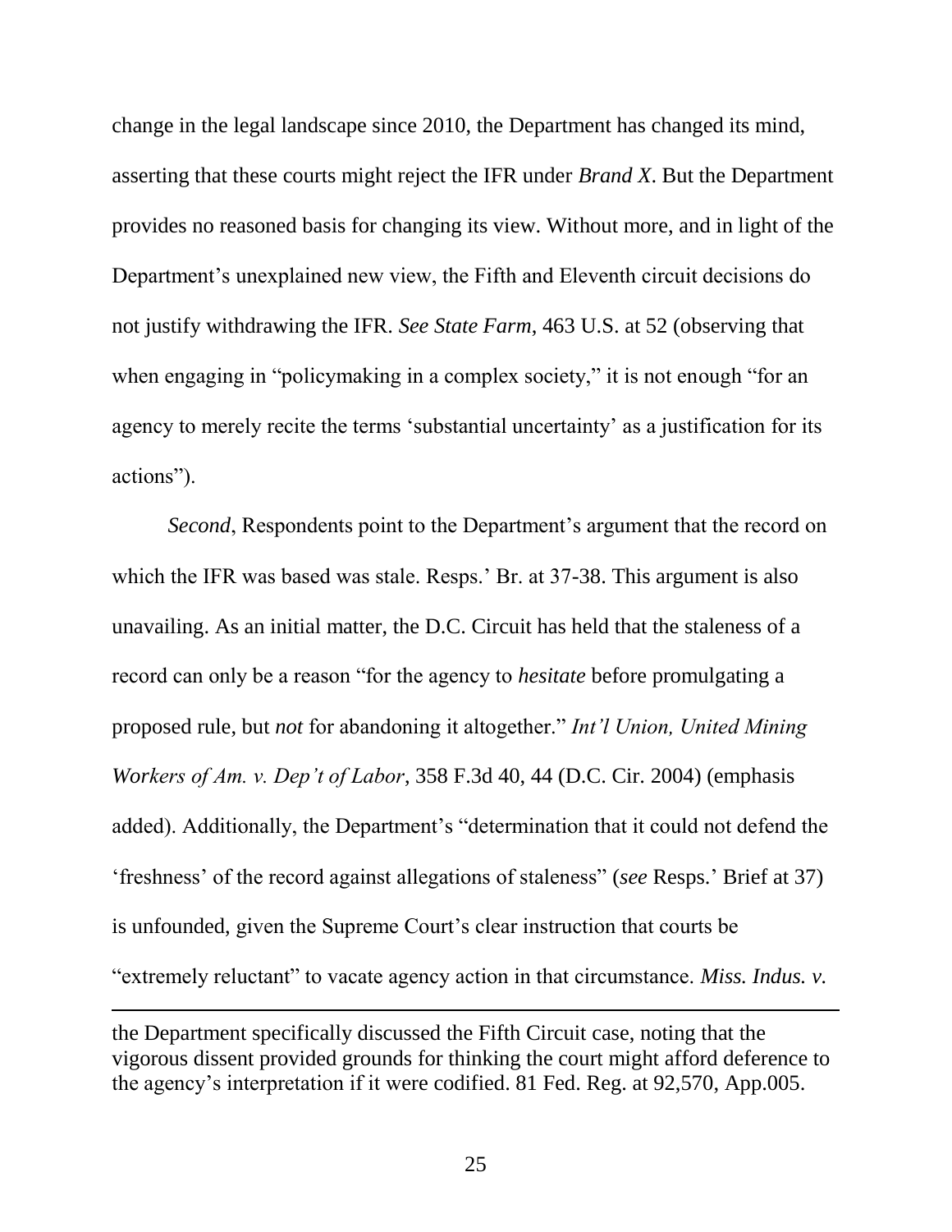change in the legal landscape since 2010, the Department has changed its mind, asserting that these courts might reject the IFR under *Brand X*. But the Department provides no reasoned basis for changing its view. Without more, and in light of the Department's unexplained new view, the Fifth and Eleventh circuit decisions do not justify withdrawing the IFR. *See State Farm*, 463 U.S. at 52 (observing that when engaging in "policymaking in a complex society," it is not enough "for an agency to merely recite the terms 'substantial uncertainty' as a justification for its actions").

*Second*, Respondents point to the Department's argument that the record on which the IFR was based was stale. Resps.' Br. at 37-38. This argument is also unavailing. As an initial matter, the D.C. Circuit has held that the staleness of a record can only be a reason "for the agency to *hesitate* before promulgating a proposed rule, but *not* for abandoning it altogether." *Int'l Union, United Mining Workers of Am. v. Dep't of Labor*, 358 F.3d 40, 44 (D.C. Cir. 2004) (emphasis added). Additionally, the Department's "determination that it could not defend the 'freshness' of the record against allegations of staleness" (*see* Resps.' Brief at 37) is unfounded, given the Supreme Court's clear instruction that courts be "extremely reluctant" to vacate agency action in that circumstance. *Miss. Indus. v.*

---

the Department specifically discussed the Fifth Circuit case, noting that the vigorous dissent provided grounds for thinking the court might afford deference to the agency's interpretation if it were codified. 81 Fed. Reg. at 92,570, App.005.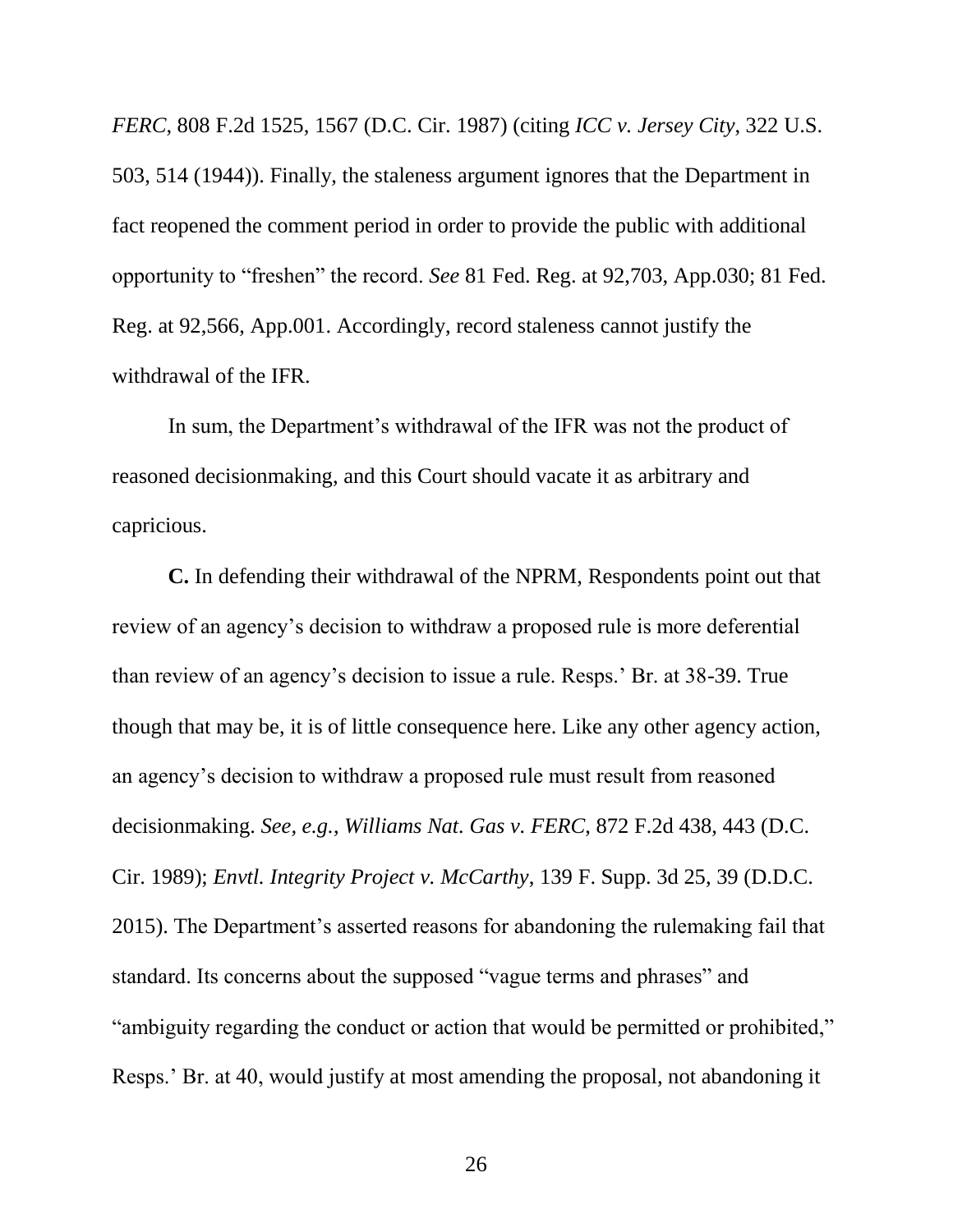*FERC*, 808 F.2d 1525, 1567 (D.C. Cir. 1987) (citing *ICC v. Jersey City*, 322 U.S. 503, 514 (1944)). Finally, the staleness argument ignores that the Department in fact reopened the comment period in order to provide the public with additional opportunity to "freshen" the record. *See* 81 Fed. Reg. at 92,703, App.030; 81 Fed. Reg. at 92,566, App.001. Accordingly, record staleness cannot justify the withdrawal of the IFR.

In sum, the Department's withdrawal of the IFR was not the product of reasoned decisionmaking, and this Court should vacate it as arbitrary and capricious.

**C.** In defending their withdrawal of the NPRM, Respondents point out that review of an agency's decision to withdraw a proposed rule is more deferential than review of an agency's decision to issue a rule. Resps.' Br. at 38-39. True though that may be, it is of little consequence here. Like any other agency action, an agency's decision to withdraw a proposed rule must result from reasoned decisionmaking. *See, e.g.*, *Williams Nat. Gas v. FERC*, 872 F.2d 438, 443 (D.C. Cir. 1989); *Envtl. Integrity Project v. McCarthy*, 139 F. Supp. 3d 25, 39 (D.D.C. 2015). The Department's asserted reasons for abandoning the rulemaking fail that standard. Its concerns about the supposed "vague terms and phrases" and "ambiguity regarding the conduct or action that would be permitted or prohibited," Resps.' Br. at 40, would justify at most amending the proposal, not abandoning it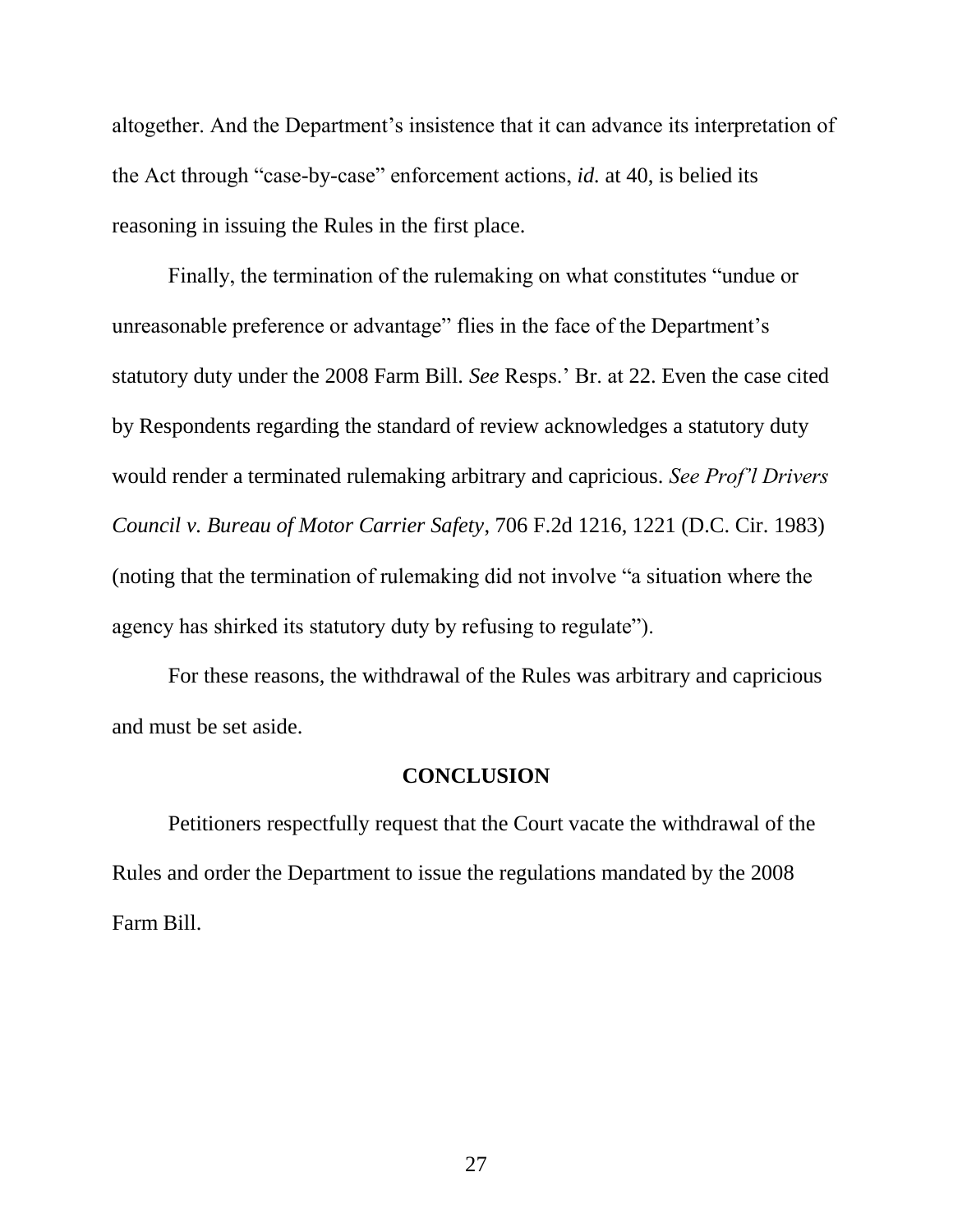altogether. And the Department's insistence that it can advance its interpretation of the Act through "case-by-case" enforcement actions, *id.* at 40, is belied its reasoning in issuing the Rules in the first place.

Finally, the termination of the rulemaking on what constitutes "undue or unreasonable preference or advantage" flies in the face of the Department's statutory duty under the 2008 Farm Bill. *See* Resps.' Br. at 22. Even the case cited by Respondents regarding the standard of review acknowledges a statutory duty would render a terminated rulemaking arbitrary and capricious. *See Prof'l Drivers Council v. Bureau of Motor Carrier Safety*, 706 F.2d 1216, 1221 (D.C. Cir. 1983) (noting that the termination of rulemaking did not involve "a situation where the agency has shirked its statutory duty by refusing to regulate").

For these reasons, the withdrawal of the Rules was arbitrary and capricious and must be set aside.

## CONCLUSION

Petitioners respectfully request that the Court vacate the withdrawal of the Rules and order the Department to issue the regulations mandated by the 2008 Farm Bill.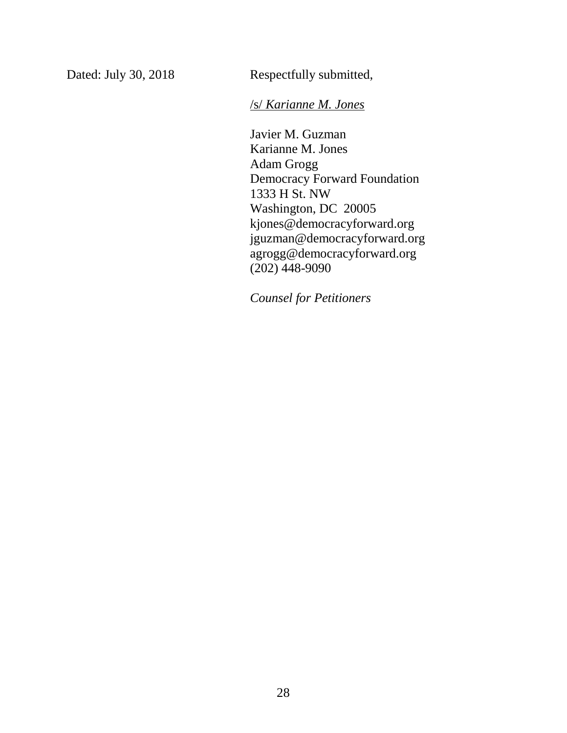Dated: July 30, 2018

Respectfully submitted,

/s/ *Karianne M. Jones*

Javier M. Guzman
Karianne M. Jones
Adam Grogg
Democracy Forward Foundation
1333 H St. NW
Washington, DC 20005
kjones@democracyforward.org
jguzman@democracyforward.org
agrogg@democracyforward.org
(202) 448-9090

*Counsel for Petitioners*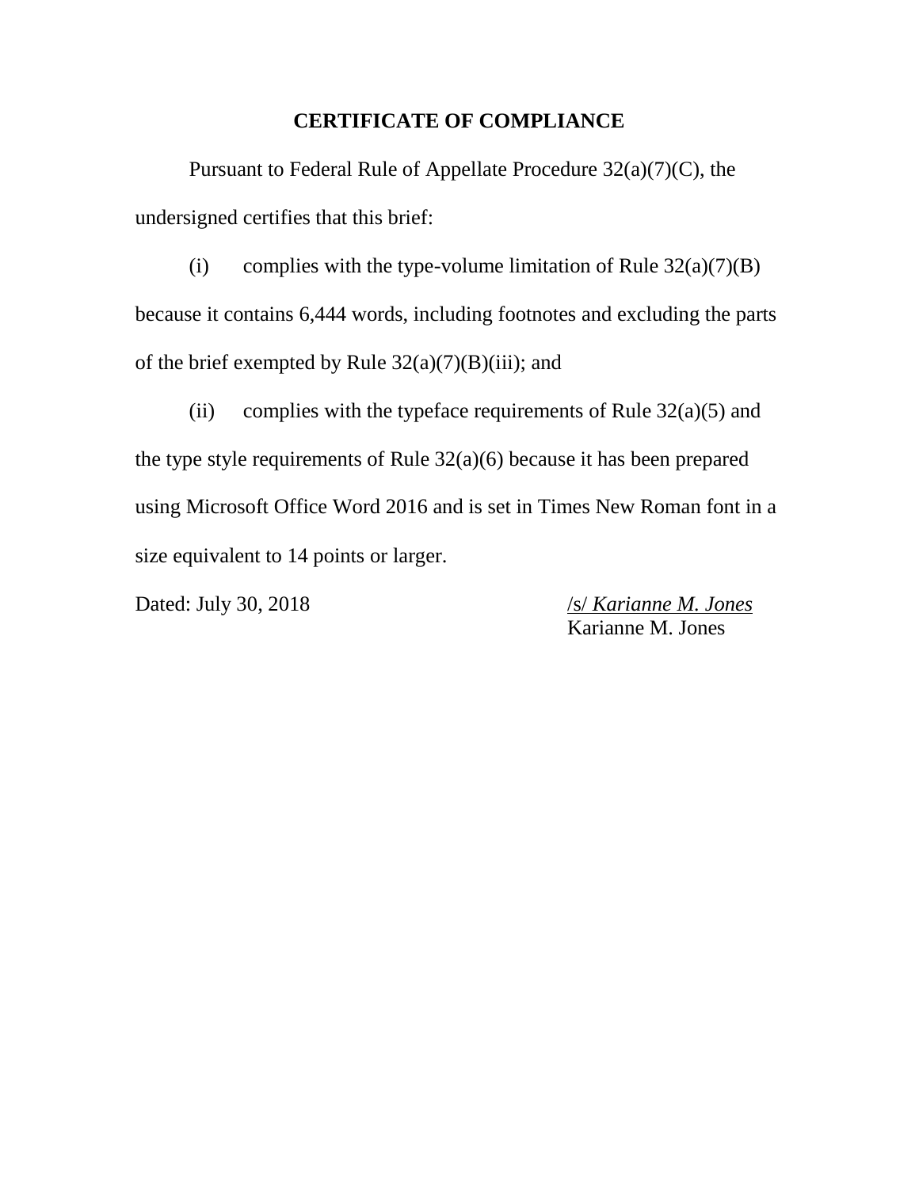# CERTIFICATE OF COMPLIANCE

Pursuant to Federal Rule of Appellate Procedure 32(a)(7)(C), the undersigned certifies that this brief:

(i) complies with the type-volume limitation of Rule 32(a)(7)(B) because it contains 6,444 words, including footnotes and excluding the parts of the brief exempted by Rule 32(a)(7)(B)(iii); and

(ii) complies with the typeface requirements of Rule 32(a)(5) and the type style requirements of Rule 32(a)(6) because it has been prepared using Microsoft Office Word 2016 and is set in Times New Roman font in a size equivalent to 14 points or larger.

Dated: July 30, 2018

/s/ *Karianne M. Jones*
Karianne M. Jones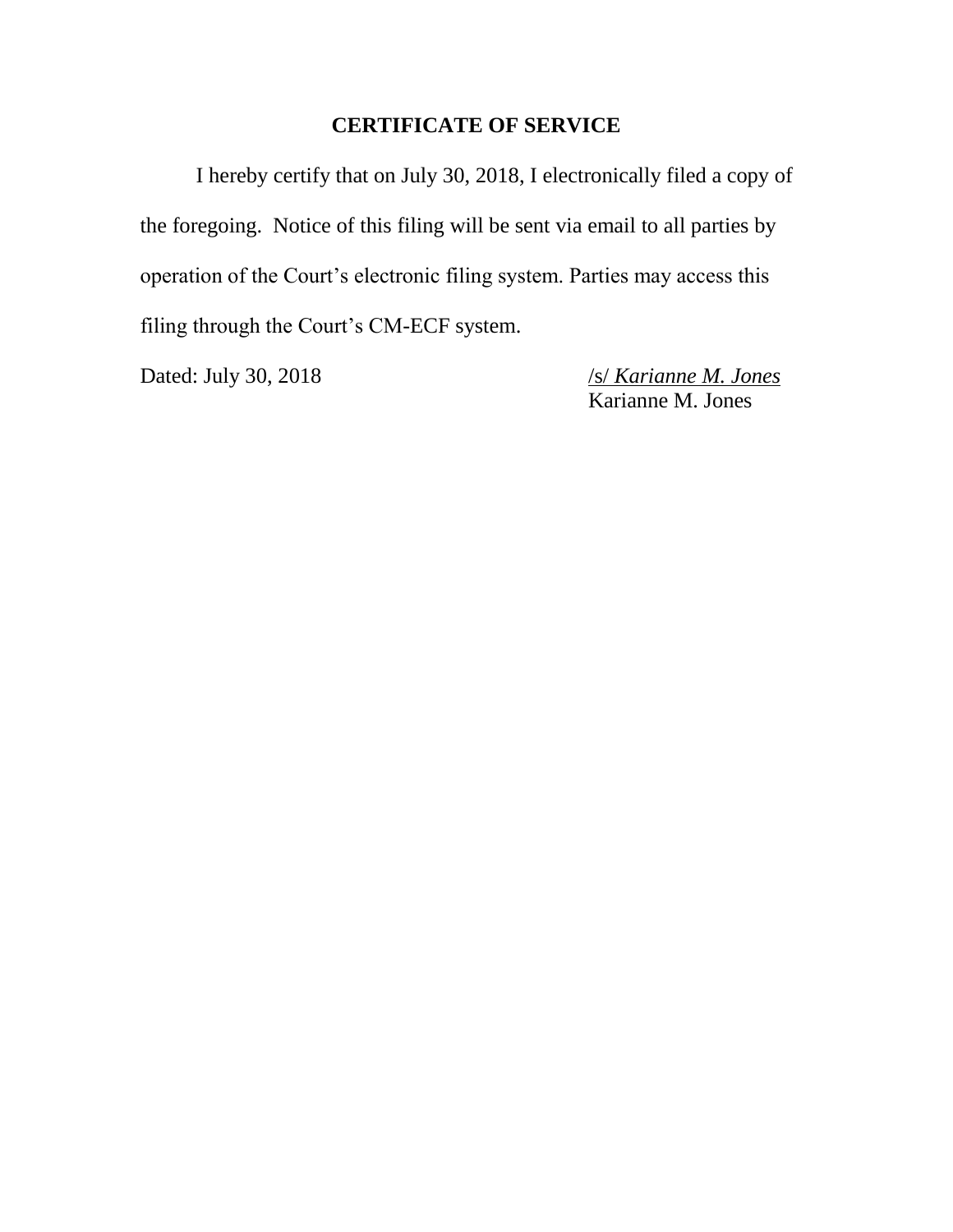## CERTIFICATE OF SERVICE

I hereby certify that on July 30, 2018, I electronically filed a copy of the foregoing. Notice of this filing will be sent via email to all parties by operation of the Court's electronic filing system. Parties may access this filing through the Court's CM-ECF system.

Dated: July 30, 2018

/s/ *Karianne M. Jones*
Karianne M. Jones